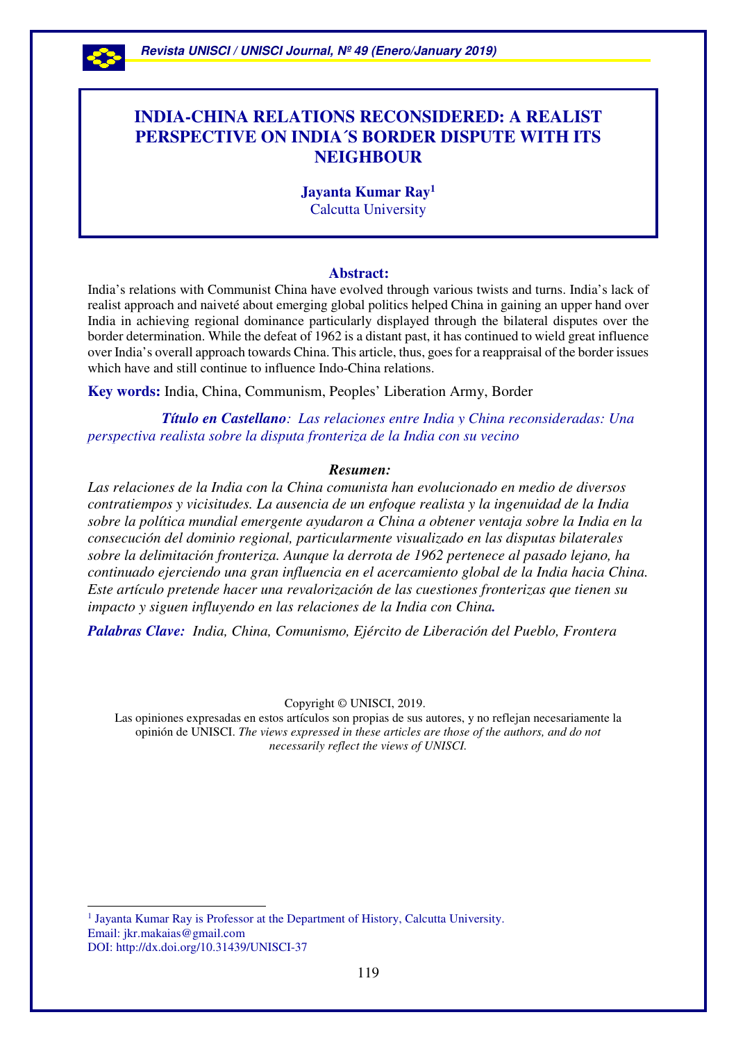# INDIA-CHINA RELATIONS RECONSIDERED: A REALIST PERSPECTIVE ON INDIA´S BORDER DISPUTE WITH ITS NEIGHBOUR

**Jayanta Kumar Ray**[1]
Calcutta University

### Abstract:

India's relations with Communist China have evolved through various twists and turns. India's lack of realist approach and naiveté about emerging global politics helped China in gaining an upper hand over India in achieving regional dominance particularly displayed through the bilateral disputes over the border determination. While the defeat of 1962 is a distant past, it has continued to wield great influence over India's overall approach towards China. This article, thus, goes for a reappraisal of the border issues which have and still continue to influence Indo-China relations.

**Key words:** India, China, Communism, Peoples' Liberation Army, Border

***Título en Castellano****: Las relaciones entre India y China reconsideradas: Una perspectiva realista sobre la disputa fronteriza de la India con su vecino*

### *Resumen:*

*Las relaciones de la India con la China comunista han evolucionado en medio de diversos contratiempos y vicisitudes. La ausencia de un enfoque realista y la ingenuidad de la India sobre la política mundial emergente ayudaron a China a obtener ventaja sobre la India en la consecución del dominio regional, particularmente visualizado en las disputas bilaterales sobre la delimitación fronteriza. Aunque la derrota de 1962 pertenece al pasado lejano, ha continuado ejerciendo una gran influencia en el acercamiento global de la India hacia China. Este artículo pretende hacer una revalorización de las cuestiones fronterizas que tienen su impacto y siguen influyendo en las relaciones de la India con China.*

***Palabras Clave:*** *India, China, Comunismo, Ejército de Liberación del Pueblo, Frontera*

Copyright © UNISCI, 2019.
Las opiniones expresadas en estos artículos son propias de sus autores, y no reflejan necesariamente la opinión de UNISCI. *The views expressed in these articles are those of the authors, and do not necessarily reflect the views of UNISCI.*

---

[1] Jayanta Kumar Ray is Professor at the Department of History, Calcutta University.
Email: jkr.makaias@gmail.com
DOI: http://dx.doi.org/10.31439/UNISCI-37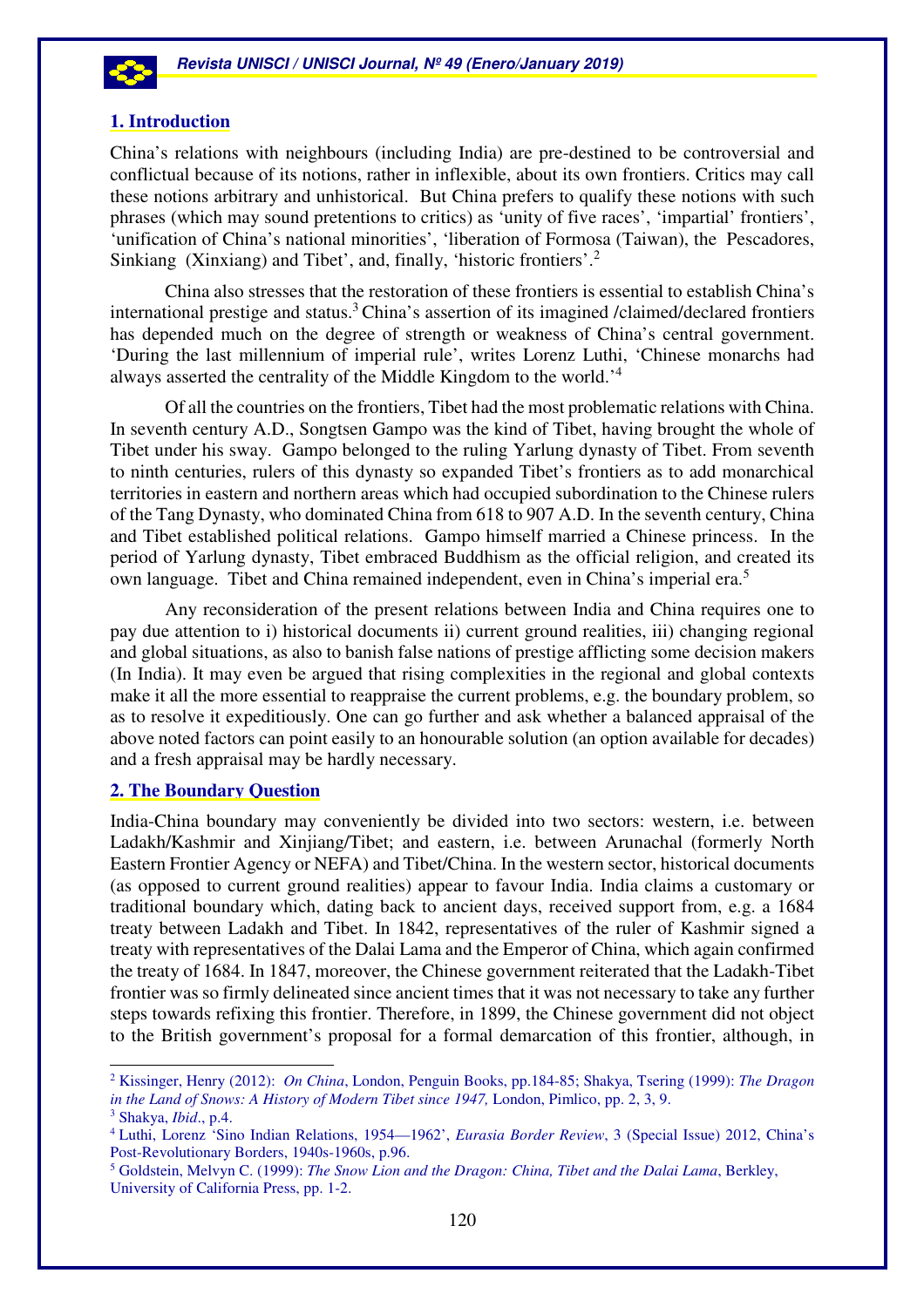## 1. Introduction

China's relations with neighbours (including India) are pre-destined to be controversial and conflictual because of its notions, rather in inflexible, about its own frontiers. Critics may call these notions arbitrary and unhistorical. But China prefers to qualify these notions with such phrases (which may sound pretentions to critics) as 'unity of five races', 'impartial' frontiers', 'unification of China's national minorities', 'liberation of Formosa (Taiwan), the Pescadores, Sinkiang (Xinxiang) and Tibet', and, finally, 'historic frontiers'.[2]

China also stresses that the restoration of these frontiers is essential to establish China's international prestige and status.[3] China's assertion of its imagined /claimed/declared frontiers has depended much on the degree of strength or weakness of China's central government. 'During the last millennium of imperial rule', writes Lorenz Luthi, 'Chinese monarchs had always asserted the centrality of the Middle Kingdom to the world.'[4]

Of all the countries on the frontiers, Tibet had the most problematic relations with China. In seventh century A.D., Songtsen Gampo was the kind of Tibet, having brought the whole of Tibet under his sway. Gampo belonged to the ruling Yarlung dynasty of Tibet. From seventh to ninth centuries, rulers of this dynasty so expanded Tibet's frontiers as to add monarchical territories in eastern and northern areas which had occupied subordination to the Chinese rulers of the Tang Dynasty, who dominated China from 618 to 907 A.D. In the seventh century, China and Tibet established political relations. Gampo himself married a Chinese princess. In the period of Yarlung dynasty, Tibet embraced Buddhism as the official religion, and created its own language. Tibet and China remained independent, even in China's imperial era.[5]

Any reconsideration of the present relations between India and China requires one to pay due attention to i) historical documents ii) current ground realities, iii) changing regional and global situations, as also to banish false nations of prestige afflicting some decision makers (In India). It may even be argued that rising complexities in the regional and global contexts make it all the more essential to reappraise the current problems, e.g. the boundary problem, so as to resolve it expeditiously. One can go further and ask whether a balanced appraisal of the above noted factors can point easily to an honourable solution (an option available for decades) and a fresh appraisal may be hardly necessary.

## 2. The Boundary Question

India-China boundary may conveniently be divided into two sectors: western, i.e. between Ladakh/Kashmir and Xinjiang/Tibet; and eastern, i.e. between Arunachal (formerly North Eastern Frontier Agency or NEFA) and Tibet/China. In the western sector, historical documents (as opposed to current ground realities) appear to favour India. India claims a customary or traditional boundary which, dating back to ancient days, received support from, e.g. a 1684 treaty between Ladakh and Tibet. In 1842, representatives of the ruler of Kashmir signed a treaty with representatives of the Dalai Lama and the Emperor of China, which again confirmed the treaty of 1684. In 1847, moreover, the Chinese government reiterated that the Ladakh-Tibet frontier was so firmly delineated since ancient times that it was not necessary to take any further steps towards refixing this frontier. Therefore, in 1899, the Chinese government did not object to the British government's proposal for a formal demarcation of this frontier, although, in

---

[2] Kissinger, Henry (2012): *On China*, London, Penguin Books, pp.184-85; Shakya, Tsering (1999): *The Dragon in the Land of Snows: A History of Modern Tibet since 1947,* London, Pimlico, pp. 2, 3, 9.

[3] Shakya, *Ibid*., p.4.

[4] Luthi, Lorenz 'Sino Indian Relations, 1954—1962', *Eurasia Border Review*, 3 (Special Issue) 2012, China's Post-Revolutionary Borders, 1940s-1960s, p.96.

[5] Goldstein, Melvyn C. (1999): *The Snow Lion and the Dragon: China, Tibet and the Dalai Lama*, Berkley, University of California Press, pp. 1-2.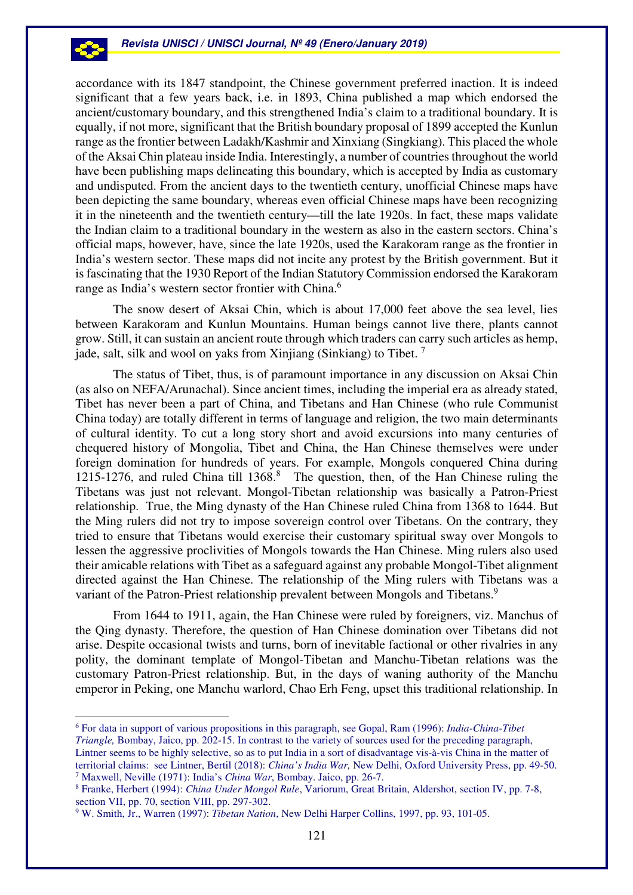accordance with its 1847 standpoint, the Chinese government preferred inaction. It is indeed significant that a few years back, i.e. in 1893, China published a map which endorsed the ancient/customary boundary, and this strengthened India's claim to a traditional boundary. It is equally, if not more, significant that the British boundary proposal of 1899 accepted the Kunlun range as the frontier between Ladakh/Kashmir and Xinxiang (Singkiang). This placed the whole of the Aksai Chin plateau inside India. Interestingly, a number of countries throughout the world have been publishing maps delineating this boundary, which is accepted by India as customary and undisputed. From the ancient days to the twentieth century, unofficial Chinese maps have been depicting the same boundary, whereas even official Chinese maps have been recognizing it in the nineteenth and the twentieth century—till the late 1920s. In fact, these maps validate the Indian claim to a traditional boundary in the western as also in the eastern sectors. China's official maps, however, have, since the late 1920s, used the Karakoram range as the frontier in India's western sector. These maps did not incite any protest by the British government. But it is fascinating that the 1930 Report of the Indian Statutory Commission endorsed the Karakoram range as India's western sector frontier with China.[6]

The snow desert of Aksai Chin, which is about 17,000 feet above the sea level, lies between Karakoram and Kunlun Mountains. Human beings cannot live there, plants cannot grow. Still, it can sustain an ancient route through which traders can carry such articles as hemp, jade, salt, silk and wool on yaks from Xinjiang (Sinkiang) to Tibet. [7]

The status of Tibet, thus, is of paramount importance in any discussion on Aksai Chin (as also on NEFA/Arunachal). Since ancient times, including the imperial era as already stated, Tibet has never been a part of China, and Tibetans and Han Chinese (who rule Communist China today) are totally different in terms of language and religion, the two main determinants of cultural identity. To cut a long story short and avoid excursions into many centuries of chequered history of Mongolia, Tibet and China, the Han Chinese themselves were under foreign domination for hundreds of years. For example, Mongols conquered China during 1215-1276, and ruled China till 1368.[8] The question, then, of the Han Chinese ruling the Tibetans was just not relevant. Mongol-Tibetan relationship was basically a Patron-Priest relationship. True, the Ming dynasty of the Han Chinese ruled China from 1368 to 1644. But the Ming rulers did not try to impose sovereign control over Tibetans. On the contrary, they tried to ensure that Tibetans would exercise their customary spiritual sway over Mongols to lessen the aggressive proclivities of Mongols towards the Han Chinese. Ming rulers also used their amicable relations with Tibet as a safeguard against any probable Mongol-Tibet alignment directed against the Han Chinese. The relationship of the Ming rulers with Tibetans was a variant of the Patron-Priest relationship prevalent between Mongols and Tibetans.[9]

From 1644 to 1911, again, the Han Chinese were ruled by foreigners, viz. Manchus of the Qing dynasty. Therefore, the question of Han Chinese domination over Tibetans did not arise. Despite occasional twists and turns, born of inevitable factional or other rivalries in any polity, the dominant template of Mongol-Tibetan and Manchu-Tibetan relations was the customary Patron-Priest relationship. But, in the days of waning authority of the Manchu emperor in Peking, one Manchu warlord, Chao Erh Feng, upset this traditional relationship. In

---

[6] For data in support of various propositions in this paragraph, see Gopal, Ram (1996): *India-China-Tibet Triangle,* Bombay, Jaico, pp. 202-15. In contrast to the variety of sources used for the preceding paragraph, Lintner seems to be highly selective, so as to put India in a sort of disadvantage vis-à-vis China in the matter of territorial claims: see Lintner, Bertil (2018): *China's India War,* New Delhi, Oxford University Press, pp. 49-50.

[7] Maxwell, Neville (1971): India's *China War*, Bombay. Jaico, pp. 26-7.

[8] Franke, Herbert (1994): *China Under Mongol Rule*, Variorum, Great Britain, Aldershot, section IV, pp. 7-8, section VII, pp. 70, section VIII, pp. 297-302.

[9] W. Smith, Jr., Warren (1997): *Tibetan Nation*, New Delhi Harper Collins, 1997, pp. 93, 101-05.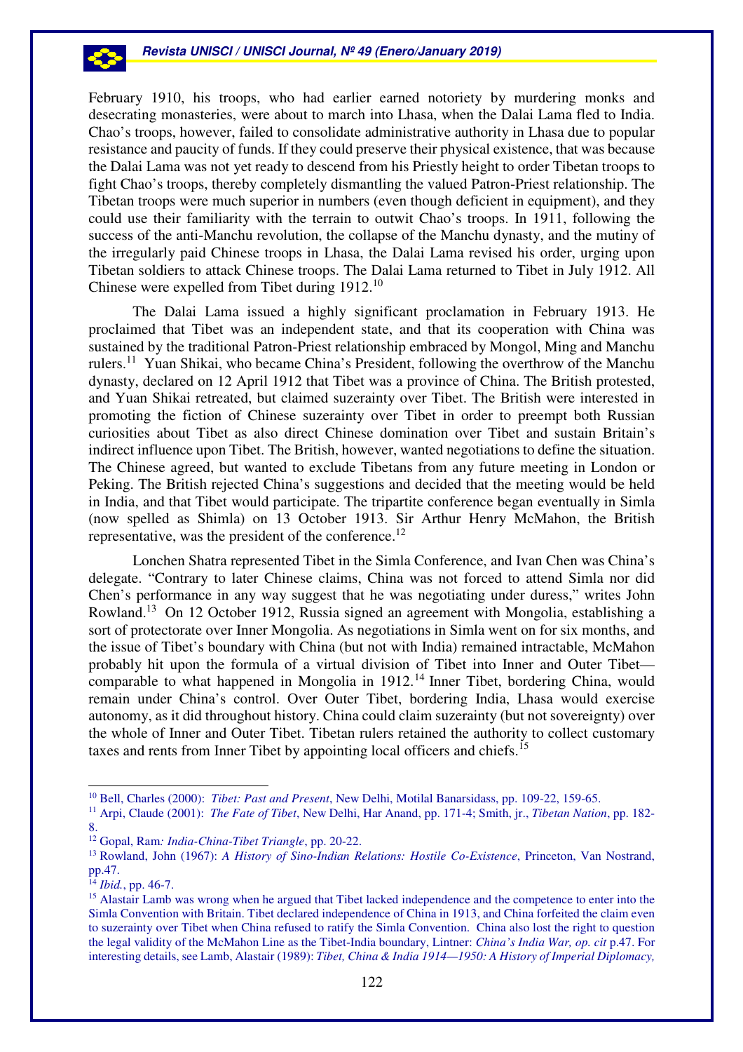February 1910, his troops, who had earlier earned notoriety by murdering monks and desecrating monasteries, were about to march into Lhasa, when the Dalai Lama fled to India. Chao's troops, however, failed to consolidate administrative authority in Lhasa due to popular resistance and paucity of funds. If they could preserve their physical existence, that was because the Dalai Lama was not yet ready to descend from his Priestly height to order Tibetan troops to fight Chao's troops, thereby completely dismantling the valued Patron-Priest relationship. The Tibetan troops were much superior in numbers (even though deficient in equipment), and they could use their familiarity with the terrain to outwit Chao's troops. In 1911, following the success of the anti-Manchu revolution, the collapse of the Manchu dynasty, and the mutiny of the irregularly paid Chinese troops in Lhasa, the Dalai Lama revised his order, urging upon Tibetan soldiers to attack Chinese troops. The Dalai Lama returned to Tibet in July 1912. All Chinese were expelled from Tibet during 1912.[10]

The Dalai Lama issued a highly significant proclamation in February 1913. He proclaimed that Tibet was an independent state, and that its cooperation with China was sustained by the traditional Patron-Priest relationship embraced by Mongol, Ming and Manchu rulers.[11] Yuan Shikai, who became China's President, following the overthrow of the Manchu dynasty, declared on 12 April 1912 that Tibet was a province of China. The British protested, and Yuan Shikai retreated, but claimed suzerainty over Tibet. The British were interested in promoting the fiction of Chinese suzerainty over Tibet in order to preempt both Russian curiosities about Tibet as also direct Chinese domination over Tibet and sustain Britain's indirect influence upon Tibet. The British, however, wanted negotiations to define the situation. The Chinese agreed, but wanted to exclude Tibetans from any future meeting in London or Peking. The British rejected China's suggestions and decided that the meeting would be held in India, and that Tibet would participate. The tripartite conference began eventually in Simla (now spelled as Shimla) on 13 October 1913. Sir Arthur Henry McMahon, the British representative, was the president of the conference.[12]

Lonchen Shatra represented Tibet in the Simla Conference, and Ivan Chen was China's delegate. "Contrary to later Chinese claims, China was not forced to attend Simla nor did Chen's performance in any way suggest that he was negotiating under duress," writes John Rowland.[13] On 12 October 1912, Russia signed an agreement with Mongolia, establishing a sort of protectorate over Inner Mongolia. As negotiations in Simla went on for six months, and the issue of Tibet's boundary with China (but not with India) remained intractable, McMahon probably hit upon the formula of a virtual division of Tibet into Inner and Outer Tibet—comparable to what happened in Mongolia in 1912.[14] Inner Tibet, bordering China, would remain under China's control. Over Outer Tibet, bordering India, Lhasa would exercise autonomy, as it did throughout history. China could claim suzerainty (but not sovereignty) over the whole of Inner and Outer Tibet. Tibetan rulers retained the authority to collect customary taxes and rents from Inner Tibet by appointing local officers and chiefs.[15]

---

[10] Bell, Charles (2000): *Tibet: Past and Present*, New Delhi, Motilal Banarsidass, pp. 109-22, 159-65.

[11] Arpi, Claude (2001): *The Fate of Tibet*, New Delhi, Har Anand, pp. 171-4; Smith, jr., *Tibetan Nation*, pp. 182-8.

[12] Gopal, Ram*: India-China-Tibet Triangle*, pp. 20-22.

[13] Rowland, John (1967): *A History of Sino-Indian Relations: Hostile Co-Existence*, Princeton, Van Nostrand, pp.47.

[14] *Ibid.*, pp. 46-7.

[15] Alastair Lamb was wrong when he argued that Tibet lacked independence and the competence to enter into the Simla Convention with Britain. Tibet declared independence of China in 1913, and China forfeited the claim even to suzerainty over Tibet when China refused to ratify the Simla Convention. China also lost the right to question the legal validity of the McMahon Line as the Tibet-India boundary, Lintner: *China's India War, op. cit* p.47. For interesting details, see Lamb, Alastair (1989): *Tibet, China & India 1914—1950: A History of Imperial Diplomacy,*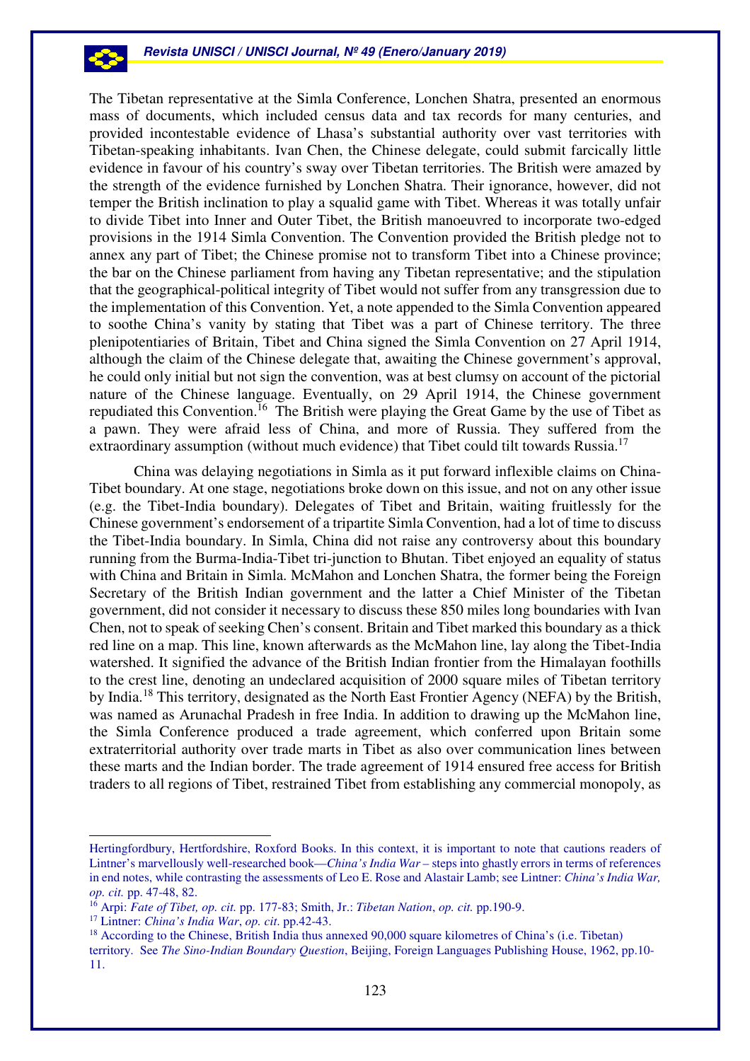The Tibetan representative at the Simla Conference, Lonchen Shatra, presented an enormous mass of documents, which included census data and tax records for many centuries, and provided incontestable evidence of Lhasa's substantial authority over vast territories with Tibetan-speaking inhabitants. Ivan Chen, the Chinese delegate, could submit farcically little evidence in favour of his country's sway over Tibetan territories. The British were amazed by the strength of the evidence furnished by Lonchen Shatra. Their ignorance, however, did not temper the British inclination to play a squalid game with Tibet. Whereas it was totally unfair to divide Tibet into Inner and Outer Tibet, the British manoeuvred to incorporate two-edged provisions in the 1914 Simla Convention. The Convention provided the British pledge not to annex any part of Tibet; the Chinese promise not to transform Tibet into a Chinese province; the bar on the Chinese parliament from having any Tibetan representative; and the stipulation that the geographical-political integrity of Tibet would not suffer from any transgression due to the implementation of this Convention. Yet, a note appended to the Simla Convention appeared to soothe China's vanity by stating that Tibet was a part of Chinese territory. The three plenipotentiaries of Britain, Tibet and China signed the Simla Convention on 27 April 1914, although the claim of the Chinese delegate that, awaiting the Chinese government's approval, he could only initial but not sign the convention, was at best clumsy on account of the pictorial nature of the Chinese language. Eventually, on 29 April 1914, the Chinese government repudiated this Convention.[16] The British were playing the Great Game by the use of Tibet as a pawn. They were afraid less of China, and more of Russia. They suffered from the extraordinary assumption (without much evidence) that Tibet could tilt towards Russia.[17]

China was delaying negotiations in Simla as it put forward inflexible claims on China-Tibet boundary. At one stage, negotiations broke down on this issue, and not on any other issue (e.g. the Tibet-India boundary). Delegates of Tibet and Britain, waiting fruitlessly for the Chinese government's endorsement of a tripartite Simla Convention, had a lot of time to discuss the Tibet-India boundary. In Simla, China did not raise any controversy about this boundary running from the Burma-India-Tibet tri-junction to Bhutan. Tibet enjoyed an equality of status with China and Britain in Simla. McMahon and Lonchen Shatra, the former being the Foreign Secretary of the British Indian government and the latter a Chief Minister of the Tibetan government, did not consider it necessary to discuss these 850 miles long boundaries with Ivan Chen, not to speak of seeking Chen's consent. Britain and Tibet marked this boundary as a thick red line on a map. This line, known afterwards as the McMahon line, lay along the Tibet-India watershed. It signified the advance of the British Indian frontier from the Himalayan foothills to the crest line, denoting an undeclared acquisition of 2000 square miles of Tibetan territory by India.[18] This territory, designated as the North East Frontier Agency (NEFA) by the British, was named as Arunachal Pradesh in free India. In addition to drawing up the McMahon line, the Simla Conference produced a trade agreement, which conferred upon Britain some extraterritorial authority over trade marts in Tibet as also over communication lines between these marts and the Indian border. The trade agreement of 1914 ensured free access for British traders to all regions of Tibet, restrained Tibet from establishing any commercial monopoly, as

---

Hertingfordbury, Hertfordshire, Roxford Books. In this context, it is important to note that cautions readers of Lintner's marvellously well-researched book—*China's India War* – steps into ghastly errors in terms of references in end notes, while contrasting the assessments of Leo E. Rose and Alastair Lamb; see Lintner: *China's India War, op. cit.* pp. 47-48, 82.

[16] Arpi: *Fate of Tibet, op. cit.* pp. 177-83; Smith, Jr.: *Tibetan Nation*, *op. cit.* pp.190-9.

[17] Lintner: *China's India War*, *op. cit*. pp.42-43.

[18] According to the Chinese, British India thus annexed 90,000 square kilometres of China's (i.e. Tibetan) territory. See *The Sino-Indian Boundary Question*, Beijing, Foreign Languages Publishing House, 1962, pp.10-11.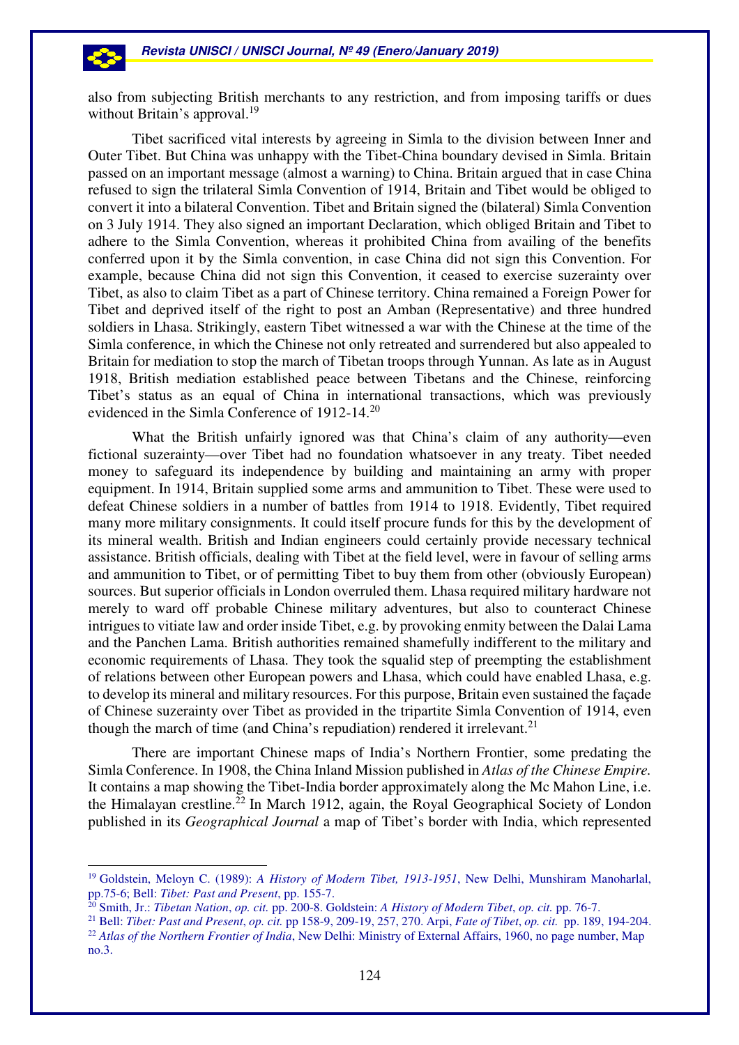also from subjecting British merchants to any restriction, and from imposing tariffs or dues without Britain's approval.[19]

Tibet sacrificed vital interests by agreeing in Simla to the division between Inner and Outer Tibet. But China was unhappy with the Tibet-China boundary devised in Simla. Britain passed on an important message (almost a warning) to China. Britain argued that in case China refused to sign the trilateral Simla Convention of 1914, Britain and Tibet would be obliged to convert it into a bilateral Convention. Tibet and Britain signed the (bilateral) Simla Convention on 3 July 1914. They also signed an important Declaration, which obliged Britain and Tibet to adhere to the Simla Convention, whereas it prohibited China from availing of the benefits conferred upon it by the Simla convention, in case China did not sign this Convention. For example, because China did not sign this Convention, it ceased to exercise suzerainty over Tibet, as also to claim Tibet as a part of Chinese territory. China remained a Foreign Power for Tibet and deprived itself of the right to post an Amban (Representative) and three hundred soldiers in Lhasa. Strikingly, eastern Tibet witnessed a war with the Chinese at the time of the Simla conference, in which the Chinese not only retreated and surrendered but also appealed to Britain for mediation to stop the march of Tibetan troops through Yunnan. As late as in August 1918, British mediation established peace between Tibetans and the Chinese, reinforcing Tibet's status as an equal of China in international transactions, which was previously evidenced in the Simla Conference of 1912-14.[20]

What the British unfairly ignored was that China's claim of any authority—even fictional suzerainty—over Tibet had no foundation whatsoever in any treaty. Tibet needed money to safeguard its independence by building and maintaining an army with proper equipment. In 1914, Britain supplied some arms and ammunition to Tibet. These were used to defeat Chinese soldiers in a number of battles from 1914 to 1918. Evidently, Tibet required many more military consignments. It could itself procure funds for this by the development of its mineral wealth. British and Indian engineers could certainly provide necessary technical assistance. British officials, dealing with Tibet at the field level, were in favour of selling arms and ammunition to Tibet, or of permitting Tibet to buy them from other (obviously European) sources. But superior officials in London overruled them. Lhasa required military hardware not merely to ward off probable Chinese military adventures, but also to counteract Chinese intrigues to vitiate law and order inside Tibet, e.g. by provoking enmity between the Dalai Lama and the Panchen Lama. British authorities remained shamefully indifferent to the military and economic requirements of Lhasa. They took the squalid step of preempting the establishment of relations between other European powers and Lhasa, which could have enabled Lhasa, e.g. to develop its mineral and military resources. For this purpose, Britain even sustained the façade of Chinese suzerainty over Tibet as provided in the tripartite Simla Convention of 1914, even though the march of time (and China's repudiation) rendered it irrelevant.[21]

There are important Chinese maps of India's Northern Frontier, some predating the Simla Conference. In 1908, the China Inland Mission published in *Atlas of the Chinese Empire.* It contains a map showing the Tibet-India border approximately along the Mc Mahon Line, i.e. the Himalayan crestline.[22] In March 1912, again, the Royal Geographical Society of London published in its *Geographical Journal* a map of Tibet's border with India, which represented

---

[19] Goldstein, Meloyn C. (1989): *A History of Modern Tibet, 1913-1951*, New Delhi, Munshiram Manoharlal, pp.75-6; Bell: *Tibet: Past and Present*, pp. 155-7.

[20] Smith, Jr.: *Tibetan Nation*, *op. cit.* pp. 200-8. Goldstein: *A History of Modern Tibet*, *op. cit.* pp. 76-7.

[21] Bell: *Tibet: Past and Present*, *op. cit.* pp 158-9, 209-19, 257, 270. Arpi, *Fate of Tibet*, *op. cit.* pp. 189, 194-204.

[22] *Atlas of the Northern Frontier of India*, New Delhi: Ministry of External Affairs, 1960, no page number, Map no.3.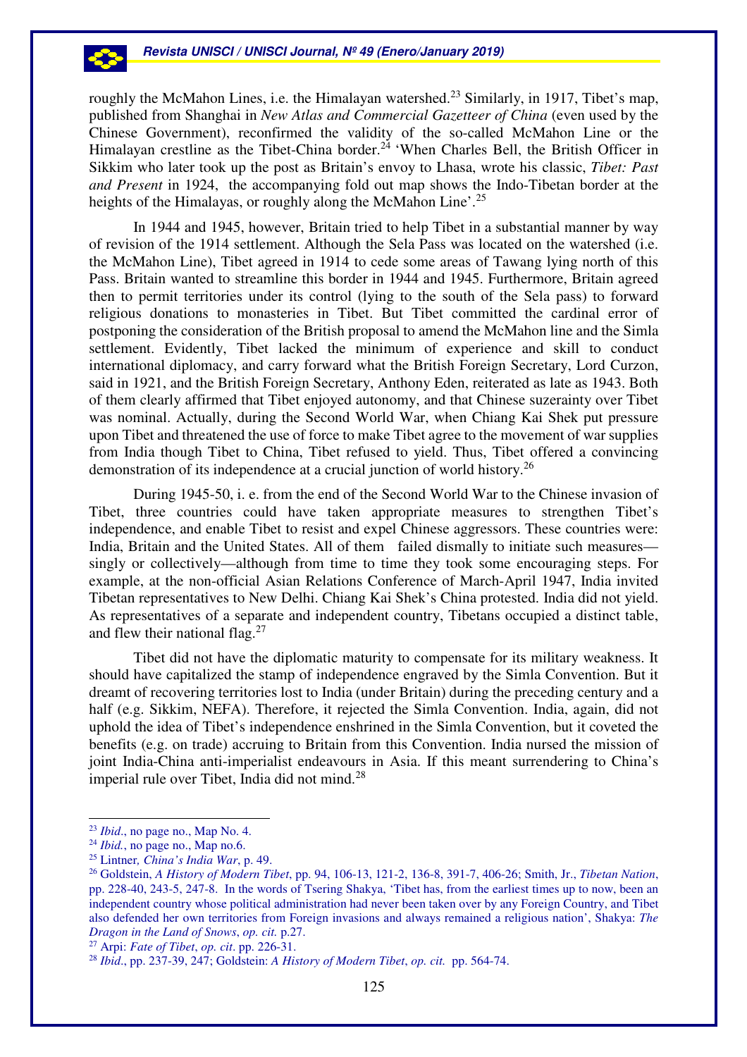roughly the McMahon Lines, i.e. the Himalayan watershed.[23] Similarly, in 1917, Tibet's map, published from Shanghai in *New Atlas and Commercial Gazetteer of China* (even used by the Chinese Government), reconfirmed the validity of the so-called McMahon Line or the Himalayan crestline as the Tibet-China border.[24] 'When Charles Bell, the British Officer in Sikkim who later took up the post as Britain's envoy to Lhasa, wrote his classic, *Tibet: Past and Present* in 1924, the accompanying fold out map shows the Indo-Tibetan border at the heights of the Himalayas, or roughly along the McMahon Line'.[25]

In 1944 and 1945, however, Britain tried to help Tibet in a substantial manner by way of revision of the 1914 settlement. Although the Sela Pass was located on the watershed (i.e. the McMahon Line), Tibet agreed in 1914 to cede some areas of Tawang lying north of this Pass. Britain wanted to streamline this border in 1944 and 1945. Furthermore, Britain agreed then to permit territories under its control (lying to the south of the Sela pass) to forward religious donations to monasteries in Tibet. But Tibet committed the cardinal error of postponing the consideration of the British proposal to amend the McMahon line and the Simla settlement. Evidently, Tibet lacked the minimum of experience and skill to conduct international diplomacy, and carry forward what the British Foreign Secretary, Lord Curzon, said in 1921, and the British Foreign Secretary, Anthony Eden, reiterated as late as 1943. Both of them clearly affirmed that Tibet enjoyed autonomy, and that Chinese suzerainty over Tibet was nominal. Actually, during the Second World War, when Chiang Kai Shek put pressure upon Tibet and threatened the use of force to make Tibet agree to the movement of war supplies from India though Tibet to China, Tibet refused to yield. Thus, Tibet offered a convincing demonstration of its independence at a crucial junction of world history.[26]

During 1945-50, i. e. from the end of the Second World War to the Chinese invasion of Tibet, three countries could have taken appropriate measures to strengthen Tibet's independence, and enable Tibet to resist and expel Chinese aggressors. These countries were: India, Britain and the United States. All of them failed dismally to initiate such measures—singly or collectively—although from time to time they took some encouraging steps. For example, at the non-official Asian Relations Conference of March-April 1947, India invited Tibetan representatives to New Delhi. Chiang Kai Shek's China protested. India did not yield. As representatives of a separate and independent country, Tibetans occupied a distinct table, and flew their national flag.[27]

Tibet did not have the diplomatic maturity to compensate for its military weakness. It should have capitalized the stamp of independence engraved by the Simla Convention. But it dreamt of recovering territories lost to India (under Britain) during the preceding century and a half (e.g. Sikkim, NEFA). Therefore, it rejected the Simla Convention. India, again, did not uphold the idea of Tibet's independence enshrined in the Simla Convention, but it coveted the benefits (e.g. on trade) accruing to Britain from this Convention. India nursed the mission of joint India-China anti-imperialist endeavours in Asia. If this meant surrendering to China's imperial rule over Tibet, India did not mind.[28]

---

[23] *Ibid*., no page no., Map No. 4.

[24] *Ibid.*, no page no., Map no.6.

[25] Lintner*, China's India War*, p. 49.

[26] Goldstein, *A History of Modern Tibet*, pp. 94, 106-13, 121-2, 136-8, 391-7, 406-26; Smith, Jr., *Tibetan Nation*, pp. 228-40, 243-5, 247-8. In the words of Tsering Shakya, 'Tibet has, from the earliest times up to now, been an independent country whose political administration had never been taken over by any Foreign Country, and Tibet also defended her own territories from Foreign invasions and always remained a religious nation', Shakya: *The Dragon in the Land of Snows*, *op. cit.* p.27.

[27] Arpi: *Fate of Tibet*, *op. cit*. pp. 226-31.

[28] *Ibid*., pp. 237-39, 247; Goldstein: *A History of Modern Tibet*, *op. cit.* pp. 564-74.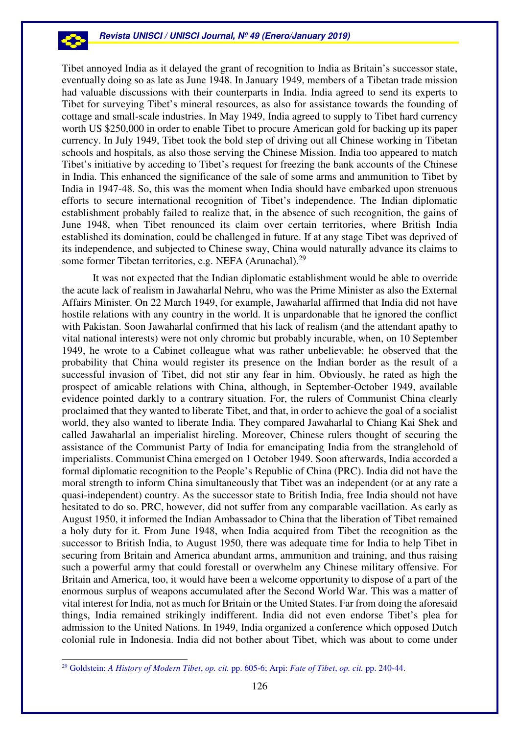Tibet annoyed India as it delayed the grant of recognition to India as Britain's successor state, eventually doing so as late as June 1948. In January 1949, members of a Tibetan trade mission had valuable discussions with their counterparts in India. India agreed to send its experts to Tibet for surveying Tibet's mineral resources, as also for assistance towards the founding of cottage and small-scale industries. In May 1949, India agreed to supply to Tibet hard currency worth US $250,000 in order to enable Tibet to procure American gold for backing up its paper currency. In July 1949, Tibet took the bold step of driving out all Chinese working in Tibetan schools and hospitals, as also those serving the Chinese Mission. India too appeared to match Tibet's initiative by acceding to Tibet's request for freezing the bank accounts of the Chinese in India. This enhanced the significance of the sale of some arms and ammunition to Tibet by India in 1947-48. So, this was the moment when India should have embarked upon strenuous efforts to secure international recognition of Tibet's independence. The Indian diplomatic establishment probably failed to realize that, in the absence of such recognition, the gains of June 1948, when Tibet renounced its claim over certain territories, where British India established its domination, could be challenged in future. If at any stage Tibet was deprived of its independence, and subjected to Chinese sway, China would naturally advance its claims to some former Tibetan territories, e.g. NEFA (Arunachal).[29]

It was not expected that the Indian diplomatic establishment would be able to override the acute lack of realism in Jawaharlal Nehru, who was the Prime Minister as also the External Affairs Minister. On 22 March 1949, for example, Jawaharlal affirmed that India did not have hostile relations with any country in the world. It is unpardonable that he ignored the conflict with Pakistan. Soon Jawaharlal confirmed that his lack of realism (and the attendant apathy to vital national interests) were not only chromic but probably incurable, when, on 10 September 1949, he wrote to a Cabinet colleague what was rather unbelievable: he observed that the probability that China would register its presence on the Indian border as the result of a successful invasion of Tibet, did not stir any fear in him. Obviously, he rated as high the prospect of amicable relations with China, although, in September-October 1949, available evidence pointed darkly to a contrary situation. For, the rulers of Communist China clearly proclaimed that they wanted to liberate Tibet, and that, in order to achieve the goal of a socialist world, they also wanted to liberate India. They compared Jawaharlal to Chiang Kai Shek and called Jawaharlal an imperialist hireling. Moreover, Chinese rulers thought of securing the assistance of the Communist Party of India for emancipating India from the stranglehold of imperialists. Communist China emerged on 1 October 1949. Soon afterwards, India accorded a formal diplomatic recognition to the People's Republic of China (PRC). India did not have the moral strength to inform China simultaneously that Tibet was an independent (or at any rate a quasi-independent) country. As the successor state to British India, free India should not have hesitated to do so. PRC, however, did not suffer from any comparable vacillation. As early as August 1950, it informed the Indian Ambassador to China that the liberation of Tibet remained a holy duty for it. From June 1948, when India acquired from Tibet the recognition as the successor to British India, to August 1950, there was adequate time for India to help Tibet in securing from Britain and America abundant arms, ammunition and training, and thus raising such a powerful army that could forestall or overwhelm any Chinese military offensive. For Britain and America, too, it would have been a welcome opportunity to dispose of a part of the enormous surplus of weapons accumulated after the Second World War. This was a matter of vital interest for India, not as much for Britain or the United States. Far from doing the aforesaid things, India remained strikingly indifferent. India did not even endorse Tibet's plea for admission to the United Nations. In 1949, India organized a conference which opposed Dutch colonial rule in Indonesia. India did not bother about Tibet, which was about to come under

[29] Goldstein: *A History of Modern Tibet*, *op. cit.* pp. 605-6; Arpi: *Fate of Tibet*, *op. cit.* pp. 240-44.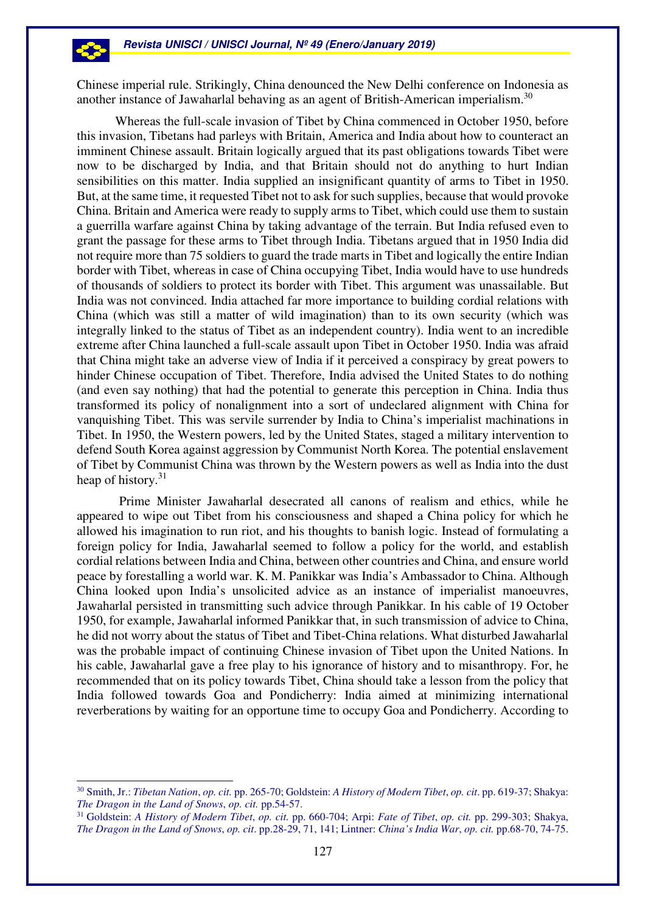Chinese imperial rule. Strikingly, China denounced the New Delhi conference on Indonesia as another instance of Jawaharlal behaving as an agent of British-American imperialism.[30]

Whereas the full-scale invasion of Tibet by China commenced in October 1950, before this invasion, Tibetans had parleys with Britain, America and India about how to counteract an imminent Chinese assault. Britain logically argued that its past obligations towards Tibet were now to be discharged by India, and that Britain should not do anything to hurt Indian sensibilities on this matter. India supplied an insignificant quantity of arms to Tibet in 1950. But, at the same time, it requested Tibet not to ask for such supplies, because that would provoke China. Britain and America were ready to supply arms to Tibet, which could use them to sustain a guerrilla warfare against China by taking advantage of the terrain. But India refused even to grant the passage for these arms to Tibet through India. Tibetans argued that in 1950 India did not require more than 75 soldiers to guard the trade marts in Tibet and logically the entire Indian border with Tibet, whereas in case of China occupying Tibet, India would have to use hundreds of thousands of soldiers to protect its border with Tibet. This argument was unassailable. But India was not convinced. India attached far more importance to building cordial relations with China (which was still a matter of wild imagination) than to its own security (which was integrally linked to the status of Tibet as an independent country). India went to an incredible extreme after China launched a full-scale assault upon Tibet in October 1950. India was afraid that China might take an adverse view of India if it perceived a conspiracy by great powers to hinder Chinese occupation of Tibet. Therefore, India advised the United States to do nothing (and even say nothing) that had the potential to generate this perception in China. India thus transformed its policy of nonalignment into a sort of undeclared alignment with China for vanquishing Tibet. This was servile surrender by India to China's imperialist machinations in Tibet. In 1950, the Western powers, led by the United States, staged a military intervention to defend South Korea against aggression by Communist North Korea. The potential enslavement of Tibet by Communist China was thrown by the Western powers as well as India into the dust heap of history.[31]

Prime Minister Jawaharlal desecrated all canons of realism and ethics, while he appeared to wipe out Tibet from his consciousness and shaped a China policy for which he allowed his imagination to run riot, and his thoughts to banish logic. Instead of formulating a foreign policy for India, Jawaharlal seemed to follow a policy for the world, and establish cordial relations between India and China, between other countries and China, and ensure world peace by forestalling a world war. K. M. Panikkar was India's Ambassador to China. Although China looked upon India's unsolicited advice as an instance of imperialist manoeuvres, Jawaharlal persisted in transmitting such advice through Panikkar. In his cable of 19 October 1950, for example, Jawaharlal informed Panikkar that, in such transmission of advice to China, he did not worry about the status of Tibet and Tibet-China relations. What disturbed Jawaharlal was the probable impact of continuing Chinese invasion of Tibet upon the United Nations. In his cable, Jawaharlal gave a free play to his ignorance of history and to misanthropy. For, he recommended that on its policy towards Tibet, China should take a lesson from the policy that India followed towards Goa and Pondicherry: India aimed at minimizing international reverberations by waiting for an opportune time to occupy Goa and Pondicherry. According to

---

[30] Smith, Jr.: *Tibetan Nation*, *op. cit.* pp. 265-70; Goldstein: *A History of Modern Tibet*, *op. cit*. pp. 619-37; Shakya: *The Dragon in the Land of Snows*, *op. cit.* pp.54-57.

[31] Goldstein: *A History of Modern Tibet*, *op. cit.* pp. 660-704; Arpi: *Fate of Tibet*, *op. cit.* pp. 299-303; Shakya, *The Dragon in the Land of Snows*, *op. cit*. pp.28-29, 71, 141; Lintner: *China's India War*, *op. cit.* pp.68-70, 74-75.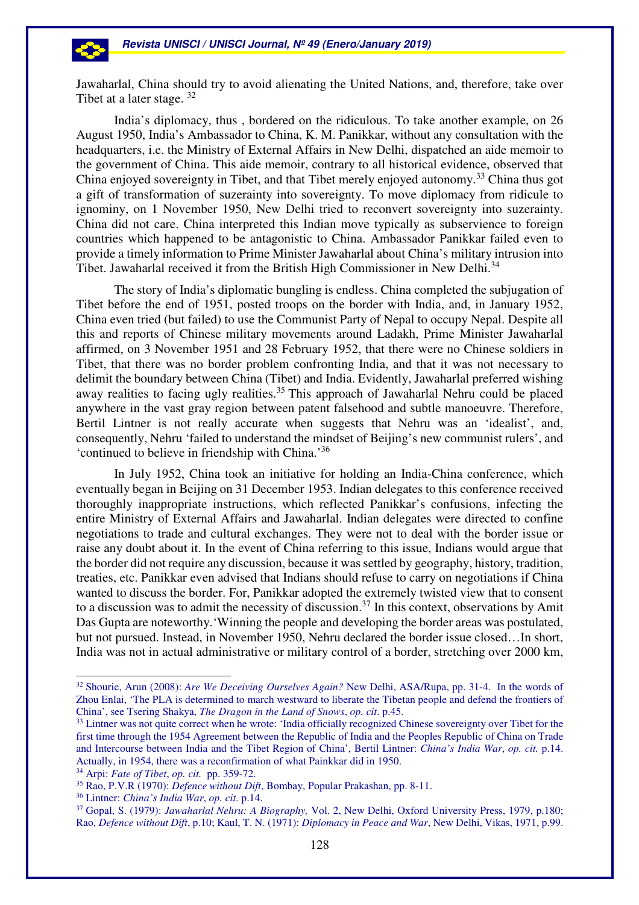Jawaharlal, China should try to avoid alienating the United Nations, and, therefore, take over Tibet at a later stage. [32]

India's diplomacy, thus , bordered on the ridiculous. To take another example, on 26 August 1950, India's Ambassador to China, K. M. Panikkar, without any consultation with the headquarters, i.e. the Ministry of External Affairs in New Delhi, dispatched an aide memoir to the government of China. This aide memoir, contrary to all historical evidence, observed that China enjoyed sovereignty in Tibet, and that Tibet merely enjoyed autonomy.[33] China thus got a gift of transformation of suzerainty into sovereignty. To move diplomacy from ridicule to ignominy, on 1 November 1950, New Delhi tried to reconvert sovereignty into suzerainty. China did not care. China interpreted this Indian move typically as subservience to foreign countries which happened to be antagonistic to China. Ambassador Panikkar failed even to provide a timely information to Prime Minister Jawaharlal about China's military intrusion into Tibet. Jawaharlal received it from the British High Commissioner in New Delhi.[34]

The story of India's diplomatic bungling is endless. China completed the subjugation of Tibet before the end of 1951, posted troops on the border with India, and, in January 1952, China even tried (but failed) to use the Communist Party of Nepal to occupy Nepal. Despite all this and reports of Chinese military movements around Ladakh, Prime Minister Jawaharlal affirmed, on 3 November 1951 and 28 February 1952, that there were no Chinese soldiers in Tibet, that there was no border problem confronting India, and that it was not necessary to delimit the boundary between China (Tibet) and India. Evidently, Jawaharlal preferred wishing away realities to facing ugly realities.[35] This approach of Jawaharlal Nehru could be placed anywhere in the vast gray region between patent falsehood and subtle manoeuvre. Therefore, Bertil Lintner is not really accurate when suggests that Nehru was an 'idealist', and, consequently, Nehru 'failed to understand the mindset of Beijing's new communist rulers', and 'continued to believe in friendship with China.'[36]

In July 1952, China took an initiative for holding an India-China conference, which eventually began in Beijing on 31 December 1953. Indian delegates to this conference received thoroughly inappropriate instructions, which reflected Panikkar's confusions, infecting the entire Ministry of External Affairs and Jawaharlal. Indian delegates were directed to confine negotiations to trade and cultural exchanges. They were not to deal with the border issue or raise any doubt about it. In the event of China referring to this issue, Indians would argue that the border did not require any discussion, because it was settled by geography, history, tradition, treaties, etc. Panikkar even advised that Indians should refuse to carry on negotiations if China wanted to discuss the border. For, Panikkar adopted the extremely twisted view that to consent to a discussion was to admit the necessity of discussion.[37] In this context, observations by Amit Das Gupta are noteworthy.'Winning the people and developing the border areas was postulated, but not pursued. Instead, in November 1950, Nehru declared the border issue closed…In short, India was not in actual administrative or military control of a border, stretching over 2000 km,

---

[32] Shourie, Arun (2008): *Are We Deceiving Ourselves Again?* New Delhi, ASA/Rupa, pp. 31-4. In the words of Zhou Enlai, 'The PLA is determined to march westward to liberate the Tibetan people and defend the frontiers of China', see Tsering Shakya, *The Dragon in the Land of Snows*, *op. cit*. p.45.

[33] Lintner was not quite correct when he wrote: 'India officially recognized Chinese sovereignty over Tibet for the first time through the 1954 Agreement between the Republic of India and the Peoples Republic of China on Trade and Intercourse between India and the Tibet Region of China', Bertil Lintner: *China's India War*, *op. cit.* p.14. Actually, in 1954, there was a reconfirmation of what Painkkar did in 1950.

[34] Arpi: *Fate of Tibet*, *op. cit.* pp. 359-72.

[35] Rao, P.V.R (1970): *Defence without Dift*, Bombay, Popular Prakashan, pp. 8-11.

[36] Lintner: *China's India War*, *op. cit*. p.14.

[37] Gopal, S. (1979): *Jawaharlal Nehru: A Biography,* Vol. 2, New Delhi, Oxford University Press, 1979, p.180; Rao, *Defence without Dift*, p.10; Kaul, T. N. (1971): *Diplomacy in Peace and War*, New Delhi, Vikas, 1971, p.99.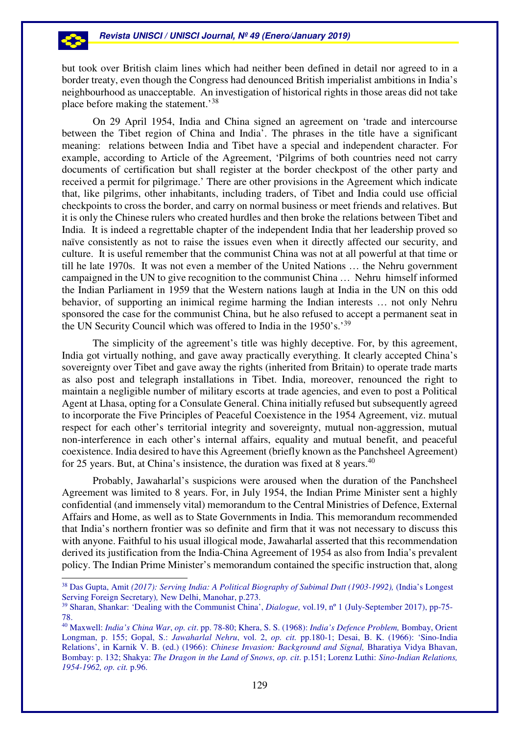but took over British claim lines which had neither been defined in detail nor agreed to in a border treaty, even though the Congress had denounced British imperialist ambitions in India's neighbourhood as unacceptable. An investigation of historical rights in those areas did not take place before making the statement.'[38]

On 29 April 1954, India and China signed an agreement on 'trade and intercourse between the Tibet region of China and India'. The phrases in the title have a significant meaning: relations between India and Tibet have a special and independent character. For example, according to Article of the Agreement, 'Pilgrims of both countries need not carry documents of certification but shall register at the border checkpost of the other party and received a permit for pilgrimage.' There are other provisions in the Agreement which indicate that, like pilgrims, other inhabitants, including traders, of Tibet and India could use official checkpoints to cross the border, and carry on normal business or meet friends and relatives. But it is only the Chinese rulers who created hurdles and then broke the relations between Tibet and India. It is indeed a regrettable chapter of the independent India that her leadership proved so naïve consistently as not to raise the issues even when it directly affected our security, and culture. It is useful remember that the communist China was not at all powerful at that time or till he late 1970s. It was not even a member of the United Nations … the Nehru government campaigned in the UN to give recognition to the communist China … Nehru himself informed the Indian Parliament in 1959 that the Western nations laugh at India in the UN on this odd behavior, of supporting an inimical regime harming the Indian interests … not only Nehru sponsored the case for the communist China, but he also refused to accept a permanent seat in the UN Security Council which was offered to India in the 1950's.'[39]

The simplicity of the agreement's title was highly deceptive. For, by this agreement, India got virtually nothing, and gave away practically everything. It clearly accepted China's sovereignty over Tibet and gave away the rights (inherited from Britain) to operate trade marts as also post and telegraph installations in Tibet. India, moreover, renounced the right to maintain a negligible number of military escorts at trade agencies, and even to post a Political Agent at Lhasa, opting for a Consulate General. China initially refused but subsequently agreed to incorporate the Five Principles of Peaceful Coexistence in the 1954 Agreement, viz. mutual respect for each other's territorial integrity and sovereignty, mutual non-aggression, mutual non-interference in each other's internal affairs, equality and mutual benefit, and peaceful coexistence. India desired to have this Agreement (briefly known as the Panchsheel Agreement) for 25 years. But, at China's insistence, the duration was fixed at 8 years.[40]

Probably, Jawaharlal's suspicions were aroused when the duration of the Panchsheel Agreement was limited to 8 years. For, in July 1954, the Indian Prime Minister sent a highly confidential (and immensely vital) memorandum to the Central Ministries of Defence, External Affairs and Home, as well as to State Governments in India. This memorandum recommended that India's northern frontier was so definite and firm that it was not necessary to discuss this with anyone. Faithful to his usual illogical mode, Jawaharlal asserted that this recommendation derived its justification from the India-China Agreement of 1954 as also from India's prevalent policy. The Indian Prime Minister's memorandum contained the specific instruction that, along

---

[38] Das Gupta, Amit *(2017): Serving India: A Political Biography of Subimal Dutt (1903-1992),* (India's Longest Serving Foreign Secretary)*,* New Delhi, Manohar, p.273.

[39] Sharan, Shankar: 'Dealing with the Communist China', *Dialogue,* vol.19, nº 1 (July-September 2017), pp-75-78.

[40] Maxwell: *India's China War*, *op. cit*. pp. 78-80; Khera, S. S. (1968): *India's Defence Problem,* Bombay, Orient Longman, p. 155; Gopal, S.: *Jawaharlal Nehru*, vol. 2, *op. cit.* pp.180-1; Desai, B. K. (1966): 'Sino-India Relations', in Karnik V. B. (ed.) (1966): *Chinese Invasion: Background and Signal,* Bharatiya Vidya Bhavan, Bombay: p. 132; Shakya: *The Dragon in the Land of Snows*, *op. cit*. p.151; Lorenz Luthi: *Sino-Indian Relations, 1954-1962, op. cit.* p.96.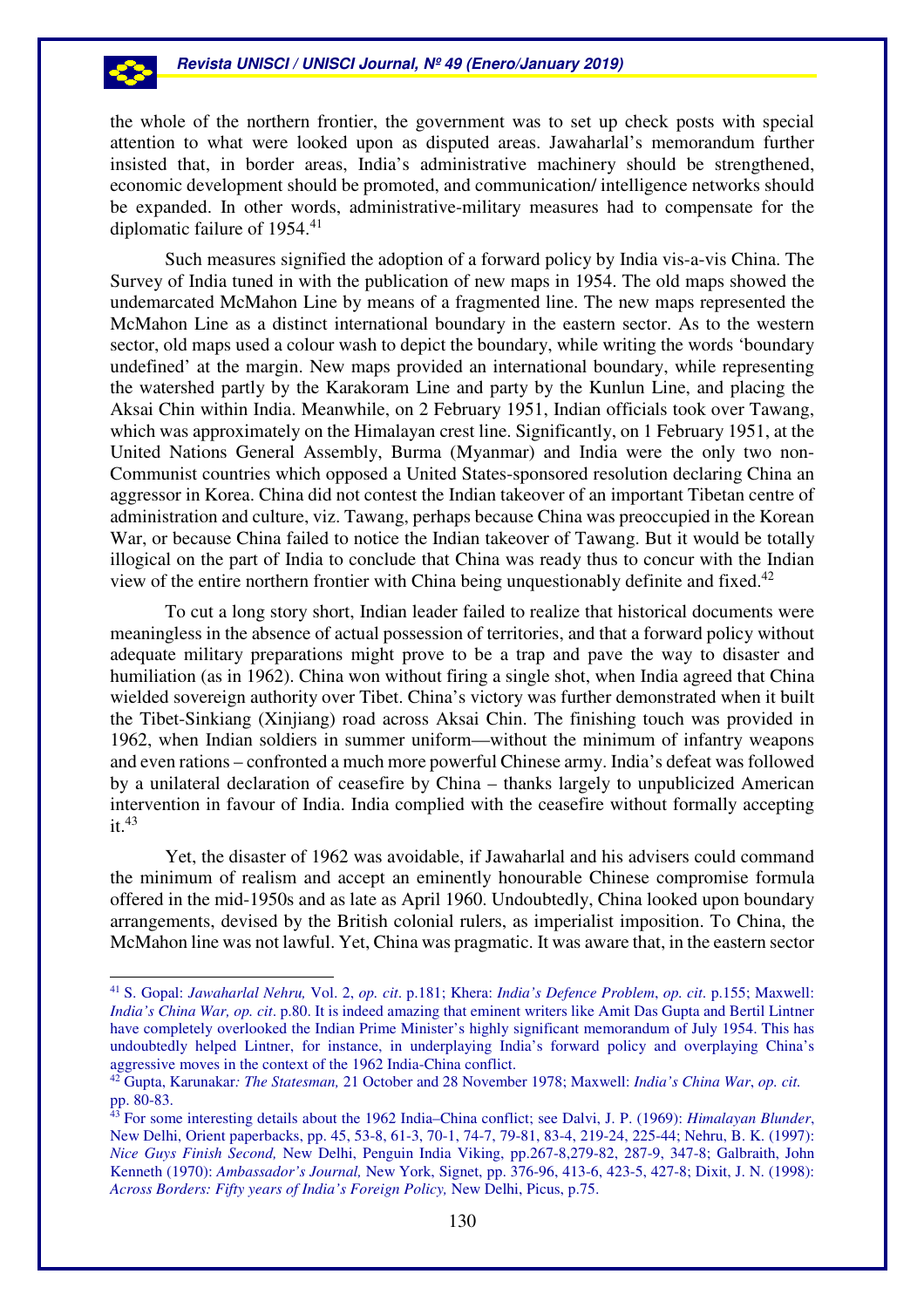the whole of the northern frontier, the government was to set up check posts with special attention to what were looked upon as disputed areas. Jawaharlal's memorandum further insisted that, in border areas, India's administrative machinery should be strengthened, economic development should be promoted, and communication/ intelligence networks should be expanded. In other words, administrative-military measures had to compensate for the diplomatic failure of 1954.[41]

Such measures signified the adoption of a forward policy by India vis-a-vis China. The Survey of India tuned in with the publication of new maps in 1954. The old maps showed the undemarcated McMahon Line by means of a fragmented line. The new maps represented the McMahon Line as a distinct international boundary in the eastern sector. As to the western sector, old maps used a colour wash to depict the boundary, while writing the words 'boundary undefined' at the margin. New maps provided an international boundary, while representing the watershed partly by the Karakoram Line and party by the Kunlun Line, and placing the Aksai Chin within India. Meanwhile, on 2 February 1951, Indian officials took over Tawang, which was approximately on the Himalayan crest line. Significantly, on 1 February 1951, at the United Nations General Assembly, Burma (Myanmar) and India were the only two non-Communist countries which opposed a United States-sponsored resolution declaring China an aggressor in Korea. China did not contest the Indian takeover of an important Tibetan centre of administration and culture, viz. Tawang, perhaps because China was preoccupied in the Korean War, or because China failed to notice the Indian takeover of Tawang. But it would be totally illogical on the part of India to conclude that China was ready thus to concur with the Indian view of the entire northern frontier with China being unquestionably definite and fixed.[42]

To cut a long story short, Indian leader failed to realize that historical documents were meaningless in the absence of actual possession of territories, and that a forward policy without adequate military preparations might prove to be a trap and pave the way to disaster and humiliation (as in 1962). China won without firing a single shot, when India agreed that China wielded sovereign authority over Tibet. China's victory was further demonstrated when it built the Tibet-Sinkiang (Xinjiang) road across Aksai Chin. The finishing touch was provided in 1962, when Indian soldiers in summer uniform—without the minimum of infantry weapons and even rations – confronted a much more powerful Chinese army. India's defeat was followed by a unilateral declaration of ceasefire by China – thanks largely to unpublicized American intervention in favour of India. India complied with the ceasefire without formally accepting it.[43]

Yet, the disaster of 1962 was avoidable, if Jawaharlal and his advisers could command the minimum of realism and accept an eminently honourable Chinese compromise formula offered in the mid-1950s and as late as April 1960. Undoubtedly, China looked upon boundary arrangements, devised by the British colonial rulers, as imperialist imposition. To China, the McMahon line was not lawful. Yet, China was pragmatic. It was aware that, in the eastern sector

---

[41] S. Gopal: *Jawaharlal Nehru,* Vol. 2, *op. cit*. p.181; Khera: *India's Defence Problem*, *op. cit*. p.155; Maxwell: *India's China War, op. cit*. p.80. It is indeed amazing that eminent writers like Amit Das Gupta and Bertil Lintner have completely overlooked the Indian Prime Minister's highly significant memorandum of July 1954. This has undoubtedly helped Lintner, for instance, in underplaying India's forward policy and overplaying China's aggressive moves in the context of the 1962 India-China conflict.

[42] Gupta, Karunakar*: The Statesman,* 21 October and 28 November 1978; Maxwell: *India's China War*, *op. cit.* pp. 80-83.

[43] For some interesting details about the 1962 India–China conflict; see Dalvi, J. P. (1969): *Himalayan Blunder*, New Delhi, Orient paperbacks, pp. 45, 53-8, 61-3, 70-1, 74-7, 79-81, 83-4, 219-24, 225-44; Nehru, B. K. (1997): *Nice Guys Finish Second,* New Delhi, Penguin India Viking, pp.267-8,279-82, 287-9, 347-8; Galbraith, John Kenneth (1970): *Ambassador's Journal,* New York, Signet, pp. 376-96, 413-6, 423-5, 427-8; Dixit, J. N. (1998): *Across Borders: Fifty years of India's Foreign Policy,* New Delhi, Picus, p.75.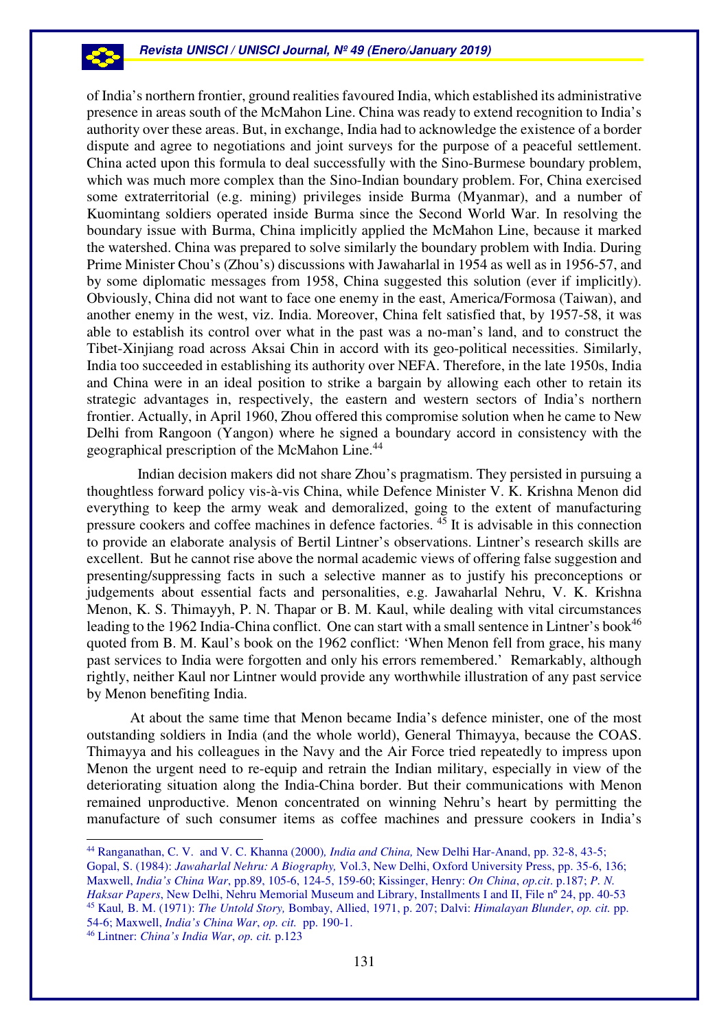of India's northern frontier, ground realities favoured India, which established its administrative presence in areas south of the McMahon Line. China was ready to extend recognition to India's authority over these areas. But, in exchange, India had to acknowledge the existence of a border dispute and agree to negotiations and joint surveys for the purpose of a peaceful settlement. China acted upon this formula to deal successfully with the Sino-Burmese boundary problem, which was much more complex than the Sino-Indian boundary problem. For, China exercised some extraterritorial (e.g. mining) privileges inside Burma (Myanmar), and a number of Kuomintang soldiers operated inside Burma since the Second World War. In resolving the boundary issue with Burma, China implicitly applied the McMahon Line, because it marked the watershed. China was prepared to solve similarly the boundary problem with India. During Prime Minister Chou's (Zhou's) discussions with Jawaharlal in 1954 as well as in 1956-57, and by some diplomatic messages from 1958, China suggested this solution (ever if implicitly). Obviously, China did not want to face one enemy in the east, America/Formosa (Taiwan), and another enemy in the west, viz. India. Moreover, China felt satisfied that, by 1957-58, it was able to establish its control over what in the past was a no-man's land, and to construct the Tibet-Xinjiang road across Aksai Chin in accord with its geo-political necessities. Similarly, India too succeeded in establishing its authority over NEFA. Therefore, in the late 1950s, India and China were in an ideal position to strike a bargain by allowing each other to retain its strategic advantages in, respectively, the eastern and western sectors of India's northern frontier. Actually, in April 1960, Zhou offered this compromise solution when he came to New Delhi from Rangoon (Yangon) where he signed a boundary accord in consistency with the geographical prescription of the McMahon Line.[44]

Indian decision makers did not share Zhou's pragmatism. They persisted in pursuing a thoughtless forward policy vis-à-vis China, while Defence Minister V. K. Krishna Menon did everything to keep the army weak and demoralized, going to the extent of manufacturing pressure cookers and coffee machines in defence factories. [45] It is advisable in this connection to provide an elaborate analysis of Bertil Lintner's observations. Lintner's research skills are excellent. But he cannot rise above the normal academic views of offering false suggestion and presenting/suppressing facts in such a selective manner as to justify his preconceptions or judgements about essential facts and personalities, e.g. Jawaharlal Nehru, V. K. Krishna Menon, K. S. Thimayyh, P. N. Thapar or B. M. Kaul, while dealing with vital circumstances leading to the 1962 India-China conflict. One can start with a small sentence in Lintner's book[46] quoted from B. M. Kaul's book on the 1962 conflict: 'When Menon fell from grace, his many past services to India were forgotten and only his errors remembered.' Remarkably, although rightly, neither Kaul nor Lintner would provide any worthwhile illustration of any past service by Menon benefiting India.

At about the same time that Menon became India's defence minister, one of the most outstanding soldiers in India (and the whole world), General Thimayya, because the COAS. Thimayya and his colleagues in the Navy and the Air Force tried repeatedly to impress upon Menon the urgent need to re-equip and retrain the Indian military, especially in view of the deteriorating situation along the India-China border. But their communications with Menon remained unproductive. Menon concentrated on winning Nehru's heart by permitting the manufacture of such consumer items as coffee machines and pressure cookers in India's

---

[44] Ranganathan, C. V. and V. C. Khanna (2000), *India and China,* New Delhi Har-Anand, pp. 32-8, 43-5; Gopal, S. (1984): *Jawaharlal Nehru: A Biography,* Vol.3, New Delhi, Oxford University Press, pp. 35-6, 136; Maxwell, *India's China War*, pp.89, 105-6, 124-5, 159-60; Kissinger, Henry: *On China*, *op.cit*. p.187; *P. N. Haksar Papers*, New Delhi, Nehru Memorial Museum and Library, Installments I and II, File nº 24, pp. 40-53

[45] Kaul, B. M. (1971): *The Untold Story,* Bombay, Allied, 1971, p. 207; Dalvi: *Himalayan Blunder*, *op. cit.* pp. 54-6; Maxwell, *India's China War*, *op. cit.* pp. 190-1.

[46] Lintner: *China's India War*, *op. cit.* p.123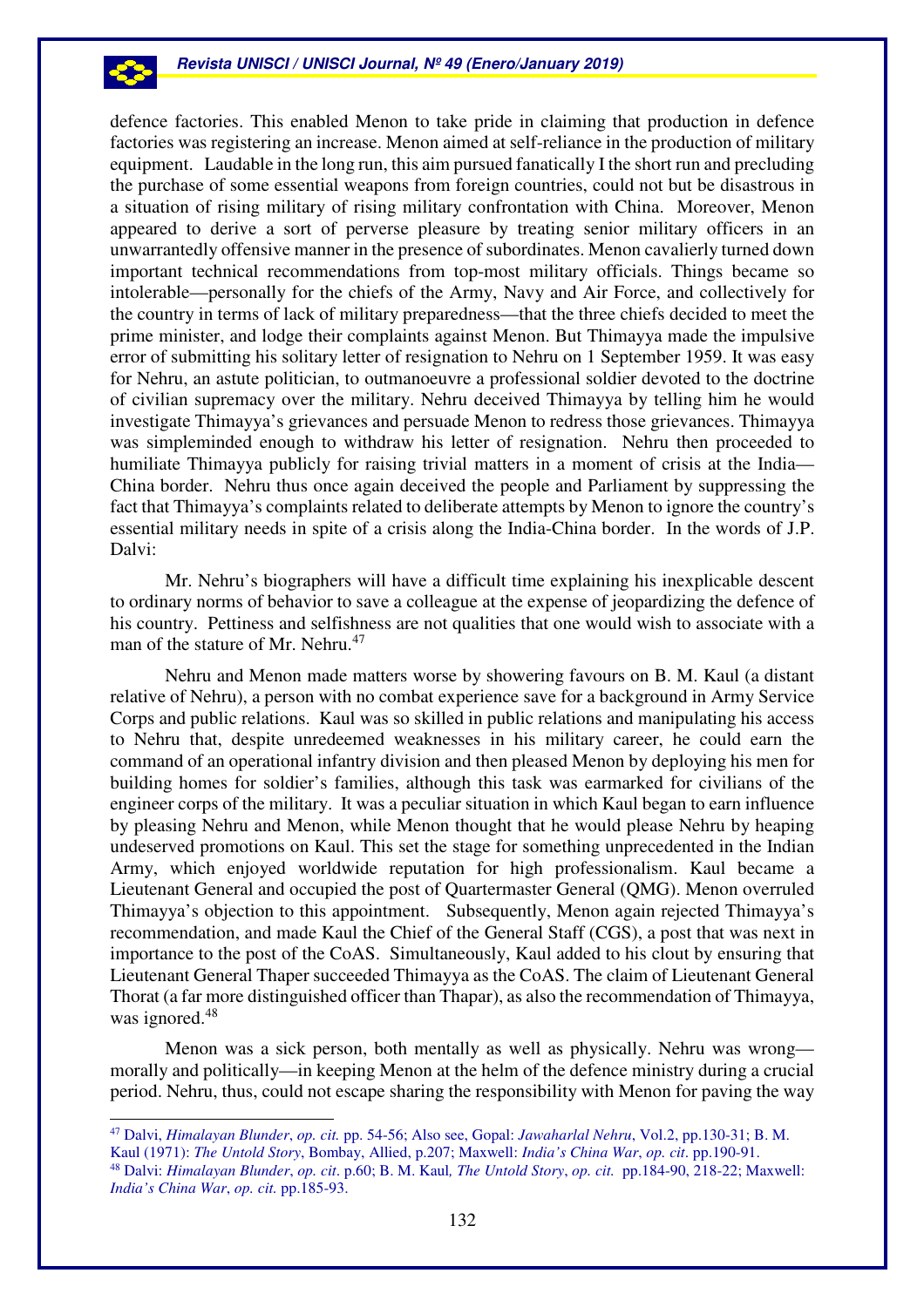defence factories. This enabled Menon to take pride in claiming that production in defence factories was registering an increase. Menon aimed at self-reliance in the production of military equipment. Laudable in the long run, this aim pursued fanatically I the short run and precluding the purchase of some essential weapons from foreign countries, could not but be disastrous in a situation of rising military of rising military confrontation with China. Moreover, Menon appeared to derive a sort of perverse pleasure by treating senior military officers in an unwarrantedly offensive manner in the presence of subordinates. Menon cavalierly turned down important technical recommendations from top-most military officials. Things became so intolerable—personally for the chiefs of the Army, Navy and Air Force, and collectively for the country in terms of lack of military preparedness—that the three chiefs decided to meet the prime minister, and lodge their complaints against Menon. But Thimayya made the impulsive error of submitting his solitary letter of resignation to Nehru on 1 September 1959. It was easy for Nehru, an astute politician, to outmanoeuvre a professional soldier devoted to the doctrine of civilian supremacy over the military. Nehru deceived Thimayya by telling him he would investigate Thimayya's grievances and persuade Menon to redress those grievances. Thimayya was simpleminded enough to withdraw his letter of resignation. Nehru then proceeded to humiliate Thimayya publicly for raising trivial matters in a moment of crisis at the India—China border. Nehru thus once again deceived the people and Parliament by suppressing the fact that Thimayya's complaints related to deliberate attempts by Menon to ignore the country's essential military needs in spite of a crisis along the India-China border. In the words of J.P. Dalvi:

> Mr. Nehru's biographers will have a difficult time explaining his inexplicable descent to ordinary norms of behavior to save a colleague at the expense of jeopardizing the defence of his country. Pettiness and selfishness are not qualities that one would wish to associate with a man of the stature of Mr. Nehru.[47]

Nehru and Menon made matters worse by showering favours on B. M. Kaul (a distant relative of Nehru), a person with no combat experience save for a background in Army Service Corps and public relations. Kaul was so skilled in public relations and manipulating his access to Nehru that, despite unredeemed weaknesses in his military career, he could earn the command of an operational infantry division and then pleased Menon by deploying his men for building homes for soldier's families, although this task was earmarked for civilians of the engineer corps of the military. It was a peculiar situation in which Kaul began to earn influence by pleasing Nehru and Menon, while Menon thought that he would please Nehru by heaping undeserved promotions on Kaul. This set the stage for something unprecedented in the Indian Army, which enjoyed worldwide reputation for high professionalism. Kaul became a Lieutenant General and occupied the post of Quartermaster General (QMG). Menon overruled Thimayya's objection to this appointment. Subsequently, Menon again rejected Thimayya's recommendation, and made Kaul the Chief of the General Staff (CGS), a post that was next in importance to the post of the CoAS. Simultaneously, Kaul added to his clout by ensuring that Lieutenant General Thaper succeeded Thimayya as the CoAS. The claim of Lieutenant General Thorat (a far more distinguished officer than Thapar), as also the recommendation of Thimayya, was ignored.[48]

Menon was a sick person, both mentally as well as physically. Nehru was wrong—morally and politically—in keeping Menon at the helm of the defence ministry during a crucial period. Nehru, thus, could not escape sharing the responsibility with Menon for paving the way

---

[47] Dalvi, *Himalayan Blunder*, *op. cit.* pp. 54-56; Also see, Gopal: *Jawaharlal Nehru*, Vol.2, pp.130-31; B. M. Kaul (1971): *The Untold Story*, Bombay, Allied, p.207; Maxwell: *India's China War*, *op. cit*. pp.190-91.

[48] Dalvi: *Himalayan Blunder*, *op. cit*. p.60; B. M. Kaul*, The Untold Story*, *op. cit.* pp.184-90, 218-22; Maxwell: *India's China War*, *op. cit.* pp.185-93.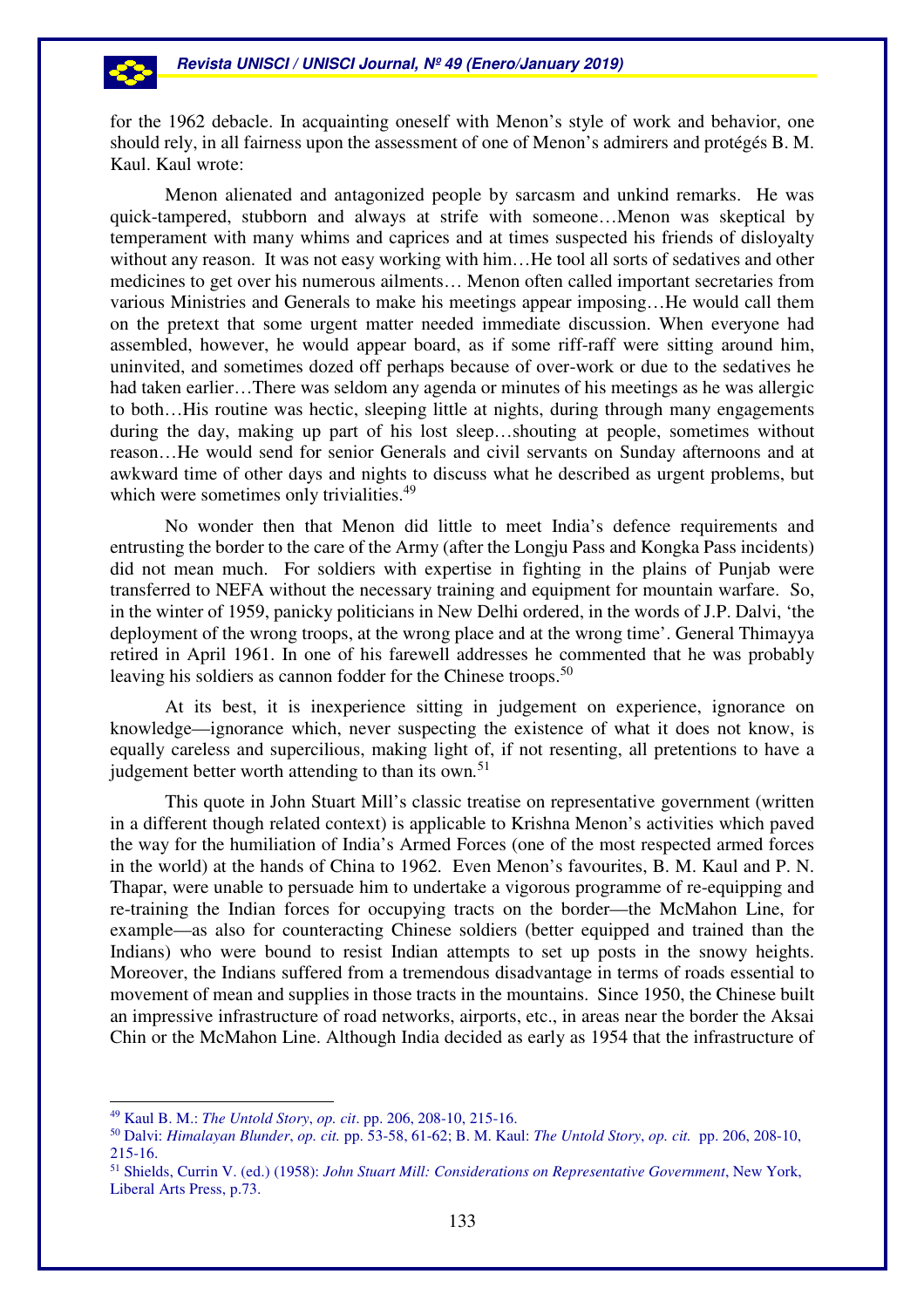for the 1962 debacle. In acquainting oneself with Menon's style of work and behavior, one should rely, in all fairness upon the assessment of one of Menon's admirers and protégés B. M. Kaul. Kaul wrote:

> Menon alienated and antagonized people by sarcasm and unkind remarks. He was quick-tampered, stubborn and always at strife with someone…Menon was skeptical by temperament with many whims and caprices and at times suspected his friends of disloyalty without any reason. It was not easy working with him…He tool all sorts of sedatives and other medicines to get over his numerous ailments… Menon often called important secretaries from various Ministries and Generals to make his meetings appear imposing…He would call them on the pretext that some urgent matter needed immediate discussion. When everyone had assembled, however, he would appear board, as if some riff-raff were sitting around him, uninvited, and sometimes dozed off perhaps because of over-work or due to the sedatives he had taken earlier…There was seldom any agenda or minutes of his meetings as he was allergic to both…His routine was hectic, sleeping little at nights, during through many engagements during the day, making up part of his lost sleep…shouting at people, sometimes without reason…He would send for senior Generals and civil servants on Sunday afternoons and at awkward time of other days and nights to discuss what he described as urgent problems, but which were sometimes only trivialities.[49]

No wonder then that Menon did little to meet India's defence requirements and entrusting the border to the care of the Army (after the Longju Pass and Kongka Pass incidents) did not mean much. For soldiers with expertise in fighting in the plains of Punjab were transferred to NEFA without the necessary training and equipment for mountain warfare. So, in the winter of 1959, panicky politicians in New Delhi ordered, in the words of J.P. Dalvi, 'the deployment of the wrong troops, at the wrong place and at the wrong time'. General Thimayya retired in April 1961. In one of his farewell addresses he commented that he was probably leaving his soldiers as cannon fodder for the Chinese troops.[50]

> At its best, it is inexperience sitting in judgement on experience, ignorance on knowledge—ignorance which, never suspecting the existence of what it does not know, is equally careless and supercilious, making light of, if not resenting, all pretentions to have a judgement better worth attending to than its own.[51]

This quote in John Stuart Mill's classic treatise on representative government (written in a different though related context) is applicable to Krishna Menon's activities which paved the way for the humiliation of India's Armed Forces (one of the most respected armed forces in the world) at the hands of China to 1962. Even Menon's favourites, B. M. Kaul and P. N. Thapar, were unable to persuade him to undertake a vigorous programme of re-equipping and re-training the Indian forces for occupying tracts on the border—the McMahon Line, for example—as also for counteracting Chinese soldiers (better equipped and trained than the Indians) who were bound to resist Indian attempts to set up posts in the snowy heights. Moreover, the Indians suffered from a tremendous disadvantage in terms of roads essential to movement of mean and supplies in those tracts in the mountains. Since 1950, the Chinese built an impressive infrastructure of road networks, airports, etc., in areas near the border the Aksai Chin or the McMahon Line. Although India decided as early as 1954 that the infrastructure of

---

[49] Kaul B. M.: *The Untold Story*, *op. cit*. pp. 206, 208-10, 215-16.

[50] Dalvi: *Himalayan Blunder*, *op. cit.* pp. 53-58, 61-62; B. M. Kaul: *The Untold Story*, *op. cit.* pp. 206, 208-10, 215-16.

[51] Shields, Currin V. (ed.) (1958): *John Stuart Mill: Considerations on Representative Government*, New York, Liberal Arts Press, p.73.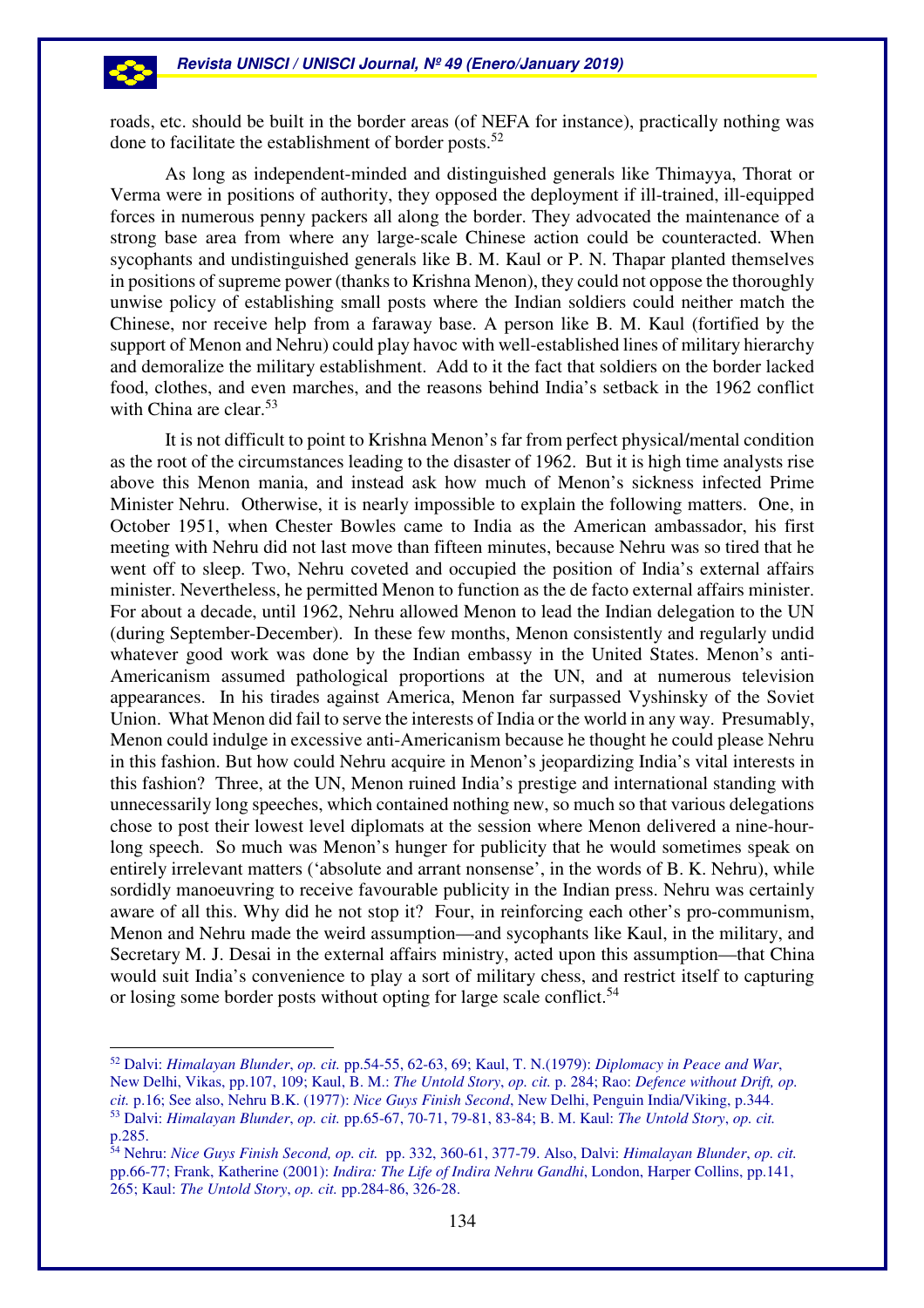roads, etc. should be built in the border areas (of NEFA for instance), practically nothing was done to facilitate the establishment of border posts.[52]

As long as independent-minded and distinguished generals like Thimayya, Thorat or Verma were in positions of authority, they opposed the deployment if ill-trained, ill-equipped forces in numerous penny packers all along the border. They advocated the maintenance of a strong base area from where any large-scale Chinese action could be counteracted. When sycophants and undistinguished generals like B. M. Kaul or P. N. Thapar planted themselves in positions of supreme power (thanks to Krishna Menon), they could not oppose the thoroughly unwise policy of establishing small posts where the Indian soldiers could neither match the Chinese, nor receive help from a faraway base. A person like B. M. Kaul (fortified by the support of Menon and Nehru) could play havoc with well-established lines of military hierarchy and demoralize the military establishment. Add to it the fact that soldiers on the border lacked food, clothes, and even marches, and the reasons behind India's setback in the 1962 conflict with China are clear.[53]

It is not difficult to point to Krishna Menon's far from perfect physical/mental condition as the root of the circumstances leading to the disaster of 1962. But it is high time analysts rise above this Menon mania, and instead ask how much of Menon's sickness infected Prime Minister Nehru. Otherwise, it is nearly impossible to explain the following matters. One, in October 1951, when Chester Bowles came to India as the American ambassador, his first meeting with Nehru did not last move than fifteen minutes, because Nehru was so tired that he went off to sleep. Two, Nehru coveted and occupied the position of India's external affairs minister. Nevertheless, he permitted Menon to function as the de facto external affairs minister. For about a decade, until 1962, Nehru allowed Menon to lead the Indian delegation to the UN (during September-December). In these few months, Menon consistently and regularly undid whatever good work was done by the Indian embassy in the United States. Menon's anti-Americanism assumed pathological proportions at the UN, and at numerous television appearances. In his tirades against America, Menon far surpassed Vyshinsky of the Soviet Union. What Menon did fail to serve the interests of India or the world in any way. Presumably, Menon could indulge in excessive anti-Americanism because he thought he could please Nehru in this fashion. But how could Nehru acquire in Menon's jeopardizing India's vital interests in this fashion? Three, at the UN, Menon ruined India's prestige and international standing with unnecessarily long speeches, which contained nothing new, so much so that various delegations chose to post their lowest level diplomats at the session where Menon delivered a nine-hour-long speech. So much was Menon's hunger for publicity that he would sometimes speak on entirely irrelevant matters ('absolute and arrant nonsense', in the words of B. K. Nehru), while sordidly manoeuvring to receive favourable publicity in the Indian press. Nehru was certainly aware of all this. Why did he not stop it? Four, in reinforcing each other's pro-communism, Menon and Nehru made the weird assumption—and sycophants like Kaul, in the military, and Secretary M. J. Desai in the external affairs ministry, acted upon this assumption—that China would suit India's convenience to play a sort of military chess, and restrict itself to capturing or losing some border posts without opting for large scale conflict.[54]

---

[52] Dalvi: *Himalayan Blunder*, *op. cit.* pp.54-55, 62-63, 69; Kaul, T. N.(1979): *Diplomacy in Peace and War*, New Delhi, Vikas, pp.107, 109; Kaul, B. M.: *The Untold Story*, *op. cit.* p. 284; Rao: *Defence without Drift, op. cit.* p.16; See also, Nehru B.K. (1977): *Nice Guys Finish Second*, New Delhi, Penguin India/Viking, p.344.

[53] Dalvi: *Himalayan Blunder*, *op. cit.* pp.65-67, 70-71, 79-81, 83-84; B. M. Kaul: *The Untold Story*, *op. cit.* p.285.

[54] Nehru: *Nice Guys Finish Second, op. cit.* pp. 332, 360-61, 377-79. Also, Dalvi: *Himalayan Blunder*, *op. cit.* pp.66-77; Frank, Katherine (2001): *Indira: The Life of Indira Nehru Gandhi*, London, Harper Collins, pp.141, 265; Kaul: *The Untold Story*, *op. cit.* pp.284-86, 326-28.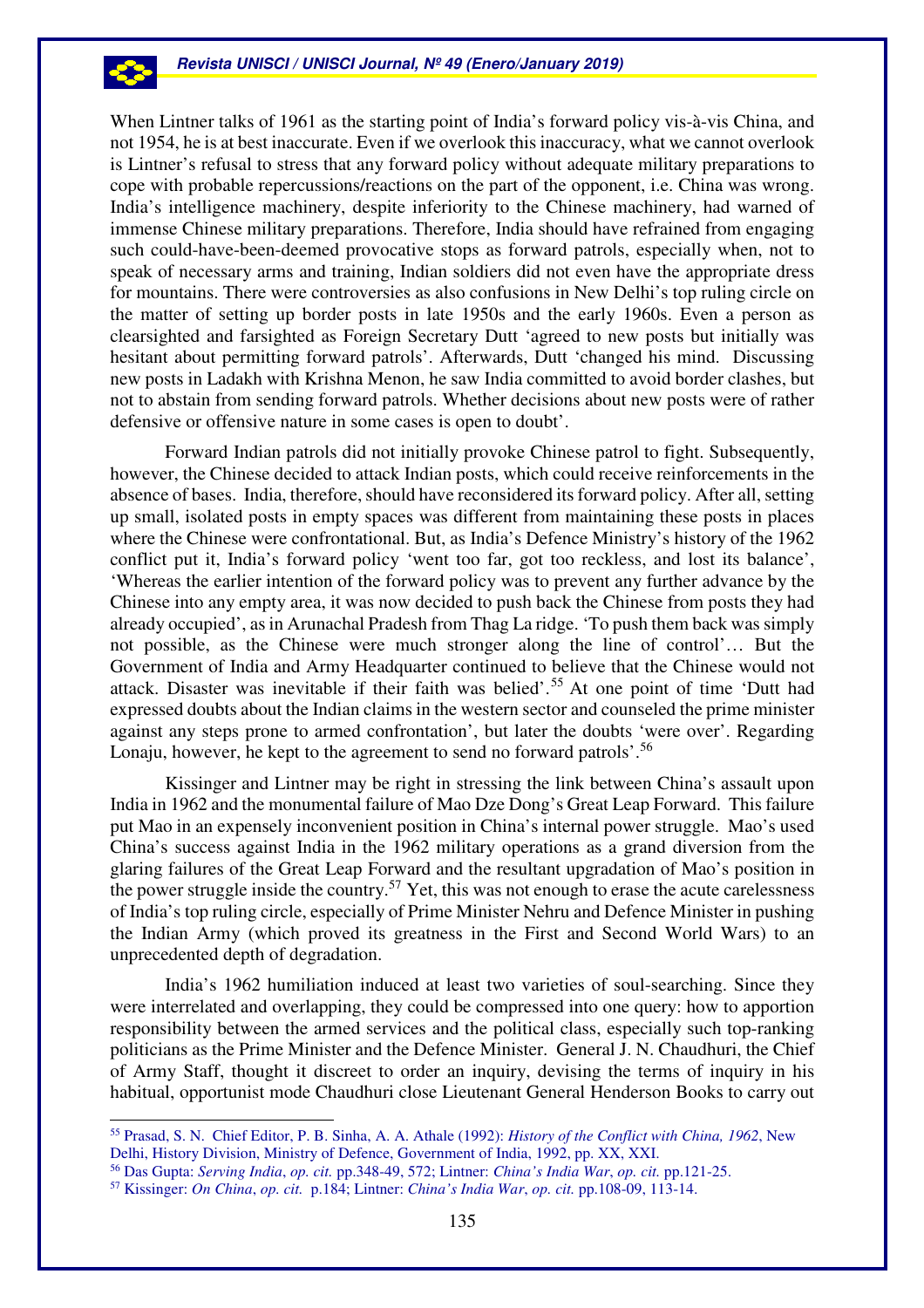When Lintner talks of 1961 as the starting point of India's forward policy vis-à-vis China, and not 1954, he is at best inaccurate. Even if we overlook this inaccuracy, what we cannot overlook is Lintner's refusal to stress that any forward policy without adequate military preparations to cope with probable repercussions/reactions on the part of the opponent, i.e. China was wrong. India's intelligence machinery, despite inferiority to the Chinese machinery, had warned of immense Chinese military preparations. Therefore, India should have refrained from engaging such could-have-been-deemed provocative stops as forward patrols, especially when, not to speak of necessary arms and training, Indian soldiers did not even have the appropriate dress for mountains. There were controversies as also confusions in New Delhi's top ruling circle on the matter of setting up border posts in late 1950s and the early 1960s. Even a person as clearsighted and farsighted as Foreign Secretary Dutt 'agreed to new posts but initially was hesitant about permitting forward patrols'. Afterwards, Dutt 'changed his mind. Discussing new posts in Ladakh with Krishna Menon, he saw India committed to avoid border clashes, but not to abstain from sending forward patrols. Whether decisions about new posts were of rather defensive or offensive nature in some cases is open to doubt'.

Forward Indian patrols did not initially provoke Chinese patrol to fight. Subsequently, however, the Chinese decided to attack Indian posts, which could receive reinforcements in the absence of bases. India, therefore, should have reconsidered its forward policy. After all, setting up small, isolated posts in empty spaces was different from maintaining these posts in places where the Chinese were confrontational. But, as India's Defence Ministry's history of the 1962 conflict put it, India's forward policy 'went too far, got too reckless, and lost its balance', 'Whereas the earlier intention of the forward policy was to prevent any further advance by the Chinese into any empty area, it was now decided to push back the Chinese from posts they had already occupied', as in Arunachal Pradesh from Thag La ridge. 'To push them back was simply not possible, as the Chinese were much stronger along the line of control'… But the Government of India and Army Headquarter continued to believe that the Chinese would not attack. Disaster was inevitable if their faith was belied'.[55] At one point of time 'Dutt had expressed doubts about the Indian claims in the western sector and counseled the prime minister against any steps prone to armed confrontation', but later the doubts 'were over'. Regarding Lonaju, however, he kept to the agreement to send no forward patrols'.[56]

Kissinger and Lintner may be right in stressing the link between China's assault upon India in 1962 and the monumental failure of Mao Dze Dong's Great Leap Forward. This failure put Mao in an expensely inconvenient position in China's internal power struggle. Mao's used China's success against India in the 1962 military operations as a grand diversion from the glaring failures of the Great Leap Forward and the resultant upgradation of Mao's position in the power struggle inside the country.[57] Yet, this was not enough to erase the acute carelessness of India's top ruling circle, especially of Prime Minister Nehru and Defence Minister in pushing the Indian Army (which proved its greatness in the First and Second World Wars) to an unprecedented depth of degradation.

India's 1962 humiliation induced at least two varieties of soul-searching. Since they were interrelated and overlapping, they could be compressed into one query: how to apportion responsibility between the armed services and the political class, especially such top-ranking politicians as the Prime Minister and the Defence Minister. General J. N. Chaudhuri, the Chief of Army Staff, thought it discreet to order an inquiry, devising the terms of inquiry in his habitual, opportunist mode Chaudhuri close Lieutenant General Henderson Books to carry out

---

[55] Prasad, S. N. Chief Editor, P. B. Sinha, A. A. Athale (1992): *History of the Conflict with China, 1962*, New Delhi, History Division, Ministry of Defence, Government of India, 1992, pp. XX, XXI.

[56] Das Gupta: *Serving India*, *op. cit.* pp.348-49, 572; Lintner: *China's India War*, *op. cit.* pp.121-25.

[57] Kissinger: *On China*, *op. cit.* p.184; Lintner: *China's India War*, *op. cit.* pp.108-09, 113-14.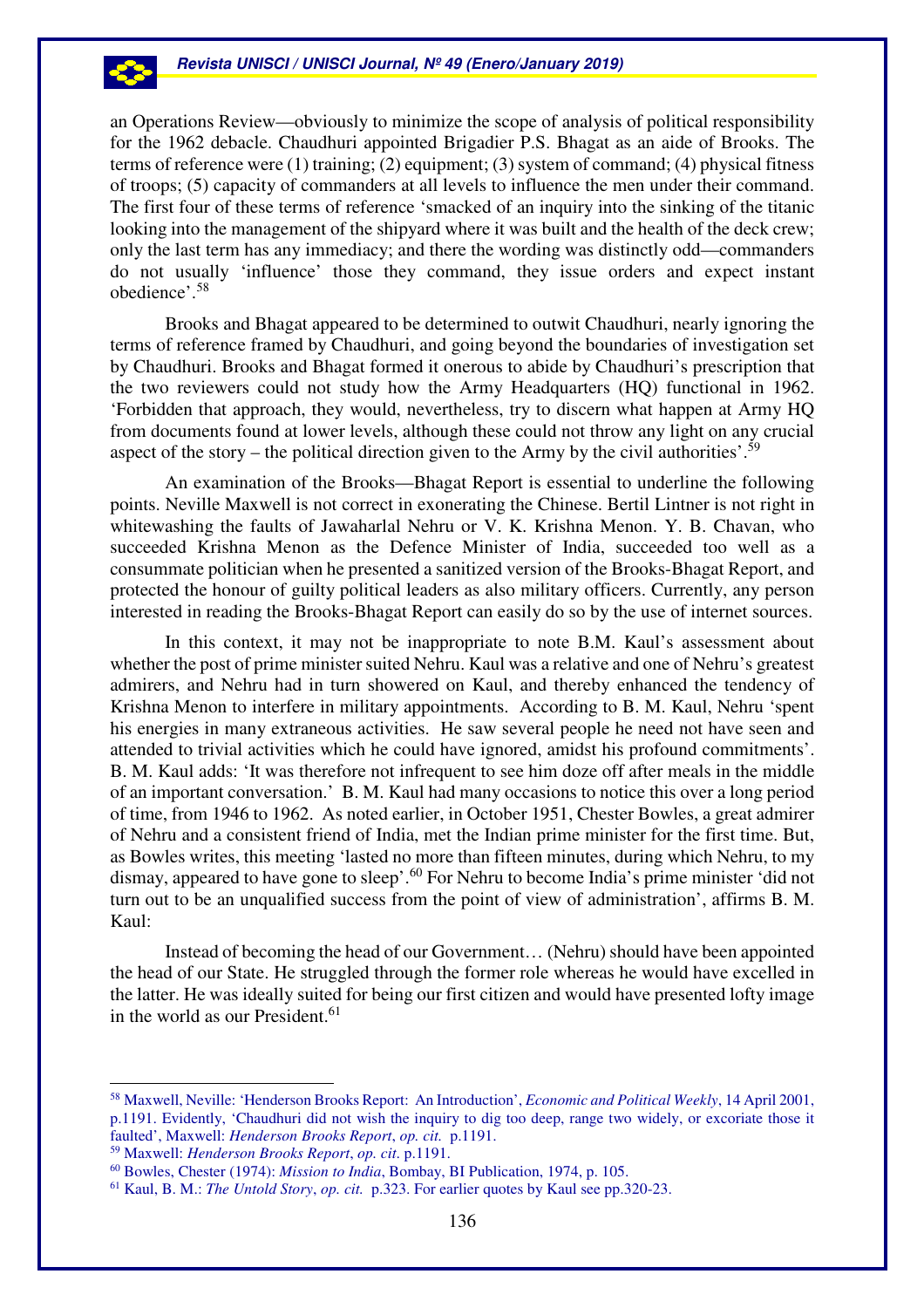an Operations Review—obviously to minimize the scope of analysis of political responsibility for the 1962 debacle. Chaudhuri appointed Brigadier P.S. Bhagat as an aide of Brooks. The terms of reference were (1) training; (2) equipment; (3) system of command; (4) physical fitness of troops; (5) capacity of commanders at all levels to influence the men under their command. The first four of these terms of reference 'smacked of an inquiry into the sinking of the titanic looking into the management of the shipyard where it was built and the health of the deck crew; only the last term has any immediacy; and there the wording was distinctly odd—commanders do not usually 'influence' those they command, they issue orders and expect instant obedience'.[58]

Brooks and Bhagat appeared to be determined to outwit Chaudhuri, nearly ignoring the terms of reference framed by Chaudhuri, and going beyond the boundaries of investigation set by Chaudhuri. Brooks and Bhagat formed it onerous to abide by Chaudhuri's prescription that the two reviewers could not study how the Army Headquarters (HQ) functional in 1962. 'Forbidden that approach, they would, nevertheless, try to discern what happen at Army HQ from documents found at lower levels, although these could not throw any light on any crucial aspect of the story – the political direction given to the Army by the civil authorities'.[59]

An examination of the Brooks—Bhagat Report is essential to underline the following points. Neville Maxwell is not correct in exonerating the Chinese. Bertil Lintner is not right in whitewashing the faults of Jawaharlal Nehru or V. K. Krishna Menon. Y. B. Chavan, who succeeded Krishna Menon as the Defence Minister of India, succeeded too well as a consummate politician when he presented a sanitized version of the Brooks-Bhagat Report, and protected the honour of guilty political leaders as also military officers. Currently, any person interested in reading the Brooks-Bhagat Report can easily do so by the use of internet sources.

In this context, it may not be inappropriate to note B.M. Kaul's assessment about whether the post of prime minister suited Nehru. Kaul was a relative and one of Nehru's greatest admirers, and Nehru had in turn showered on Kaul, and thereby enhanced the tendency of Krishna Menon to interfere in military appointments. According to B. M. Kaul, Nehru 'spent his energies in many extraneous activities. He saw several people he need not have seen and attended to trivial activities which he could have ignored, amidst his profound commitments'. B. M. Kaul adds: 'It was therefore not infrequent to see him doze off after meals in the middle of an important conversation.' B. M. Kaul had many occasions to notice this over a long period of time, from 1946 to 1962. As noted earlier, in October 1951, Chester Bowles, a great admirer of Nehru and a consistent friend of India, met the Indian prime minister for the first time. But, as Bowles writes, this meeting 'lasted no more than fifteen minutes, during which Nehru, to my dismay, appeared to have gone to sleep'.[60] For Nehru to become India's prime minister 'did not turn out to be an unqualified success from the point of view of administration', affirms B. M. Kaul:

> Instead of becoming the head of our Government… (Nehru) should have been appointed the head of our State. He struggled through the former role whereas he would have excelled in the latter. He was ideally suited for being our first citizen and would have presented lofty image in the world as our President.[61]

---

[58] Maxwell, Neville: 'Henderson Brooks Report: An Introduction', *Economic and Political Weekly*, 14 April 2001, p.1191. Evidently, 'Chaudhuri did not wish the inquiry to dig too deep, range two widely, or excoriate those it faulted', Maxwell: *Henderson Brooks Report*, *op. cit.* p.1191.

[59] Maxwell: *Henderson Brooks Report*, *op. cit.* p.1191.

[60] Bowles, Chester (1974): *Mission to India*, Bombay, BI Publication, 1974, p. 105.

[61] Kaul, B. M.: *The Untold Story*, *op. cit.* p.323. For earlier quotes by Kaul see pp.320-23.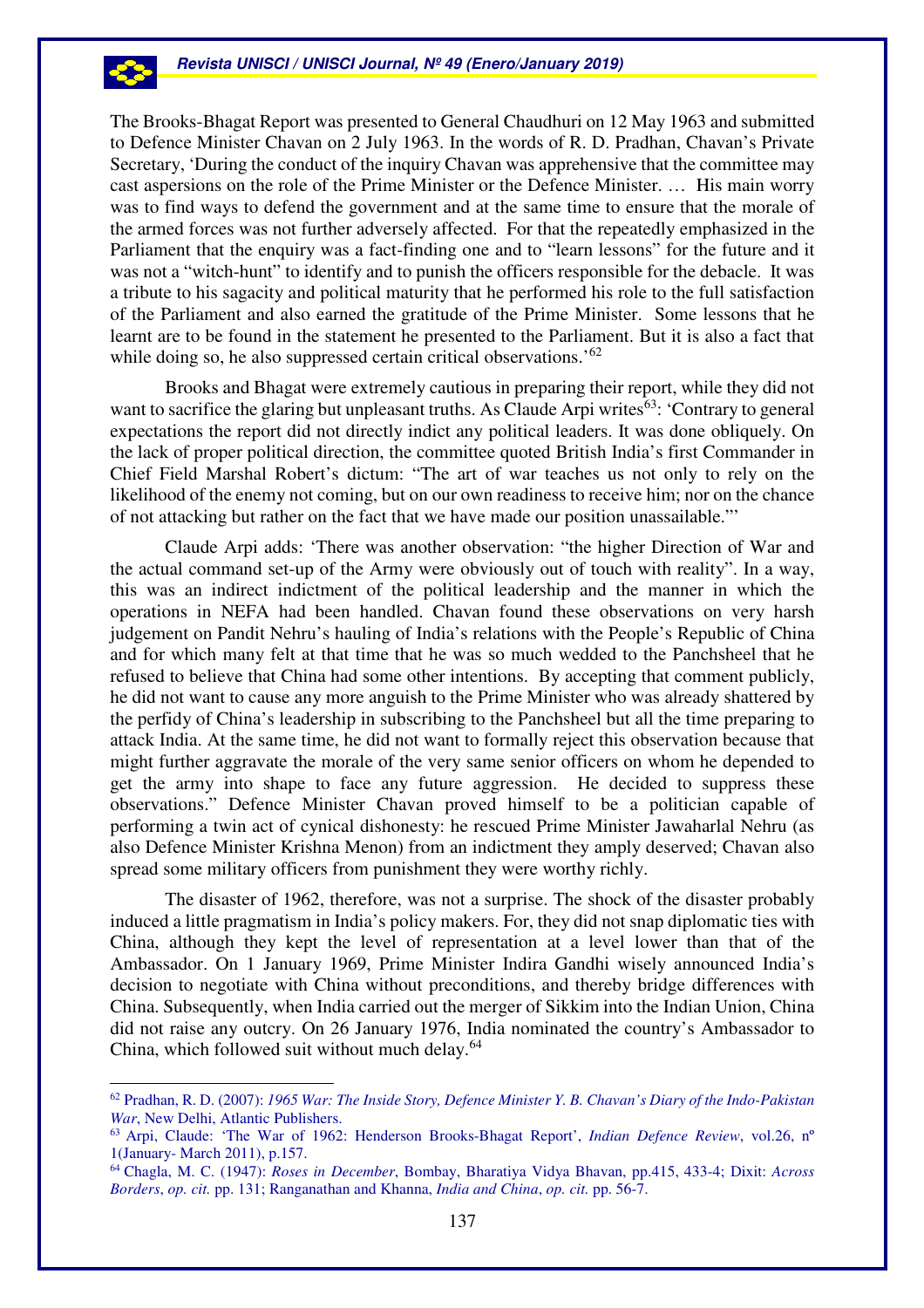The Brooks-Bhagat Report was presented to General Chaudhuri on 12 May 1963 and submitted to Defence Minister Chavan on 2 July 1963. In the words of R. D. Pradhan, Chavan's Private Secretary, 'During the conduct of the inquiry Chavan was apprehensive that the committee may cast aspersions on the role of the Prime Minister or the Defence Minister. … His main worry was to find ways to defend the government and at the same time to ensure that the morale of the armed forces was not further adversely affected. For that the repeatedly emphasized in the Parliament that the enquiry was a fact-finding one and to "learn lessons" for the future and it was not a "witch-hunt" to identify and to punish the officers responsible for the debacle. It was a tribute to his sagacity and political maturity that he performed his role to the full satisfaction of the Parliament and also earned the gratitude of the Prime Minister. Some lessons that he learnt are to be found in the statement he presented to the Parliament. But it is also a fact that while doing so, he also suppressed certain critical observations.'[62]

Brooks and Bhagat were extremely cautious in preparing their report, while they did not want to sacrifice the glaring but unpleasant truths. As Claude Arpi writes[63]: 'Contrary to general expectations the report did not directly indict any political leaders. It was done obliquely. On the lack of proper political direction, the committee quoted British India's first Commander in Chief Field Marshal Robert's dictum: "The art of war teaches us not only to rely on the likelihood of the enemy not coming, but on our own readiness to receive him; nor on the chance of not attacking but rather on the fact that we have made our position unassailable."'

Claude Arpi adds: 'There was another observation: "the higher Direction of War and the actual command set-up of the Army were obviously out of touch with reality". In a way, this was an indirect indictment of the political leadership and the manner in which the operations in NEFA had been handled. Chavan found these observations on very harsh judgement on Pandit Nehru's hauling of India's relations with the People's Republic of China and for which many felt at that time that he was so much wedded to the Panchsheel that he refused to believe that China had some other intentions. By accepting that comment publicly, he did not want to cause any more anguish to the Prime Minister who was already shattered by the perfidy of China's leadership in subscribing to the Panchsheel but all the time preparing to attack India. At the same time, he did not want to formally reject this observation because that might further aggravate the morale of the very same senior officers on whom he depended to get the army into shape to face any future aggression. He decided to suppress these observations." Defence Minister Chavan proved himself to be a politician capable of performing a twin act of cynical dishonesty: he rescued Prime Minister Jawaharlal Nehru (as also Defence Minister Krishna Menon) from an indictment they amply deserved; Chavan also spread some military officers from punishment they were worthy richly.

The disaster of 1962, therefore, was not a surprise. The shock of the disaster probably induced a little pragmatism in India's policy makers. For, they did not snap diplomatic ties with China, although they kept the level of representation at a level lower than that of the Ambassador. On 1 January 1969, Prime Minister Indira Gandhi wisely announced India's decision to negotiate with China without preconditions, and thereby bridge differences with China. Subsequently, when India carried out the merger of Sikkim into the Indian Union, China did not raise any outcry. On 26 January 1976, India nominated the country's Ambassador to China, which followed suit without much delay.[64]

---

[62] Pradhan, R. D. (2007): *1965 War: The Inside Story, Defence Minister Y. B. Chavan's Diary of the Indo-Pakistan War*, New Delhi, Atlantic Publishers.

[63] Arpi, Claude: 'The War of 1962: Henderson Brooks-Bhagat Report', *Indian Defence Review*, vol.26, nº 1(January- March 2011), p.157.

[64] Chagla, M. C. (1947): *Roses in December*, Bombay, Bharatiya Vidya Bhavan, pp.415, 433-4; Dixit: *Across Borders*, *op. cit.* pp. 131; Ranganathan and Khanna, *India and China*, *op. cit.* pp. 56-7.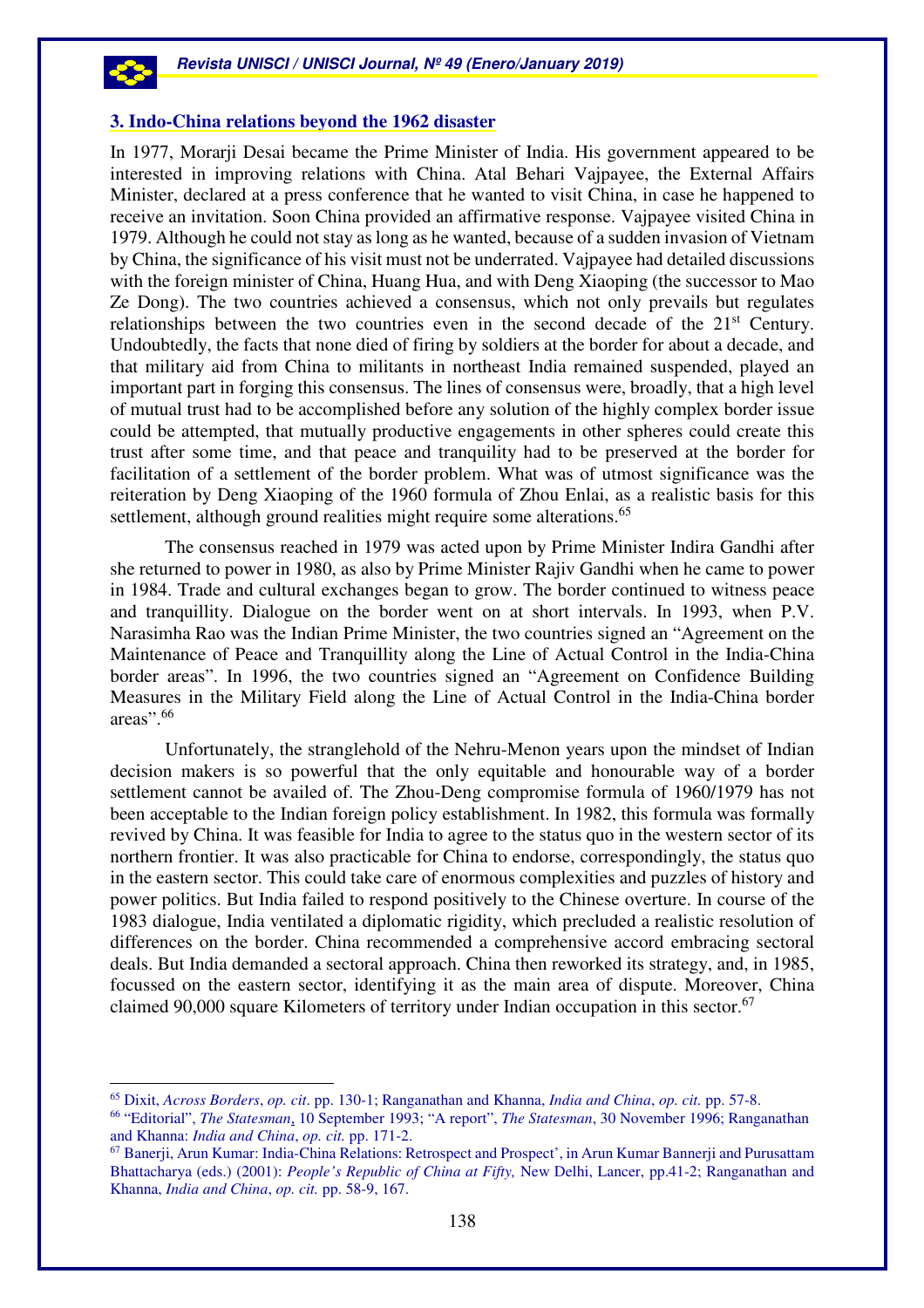### 3. Indo-China relations beyond the 1962 disaster

In 1977, Morarji Desai became the Prime Minister of India. His government appeared to be interested in improving relations with China. Atal Behari Vajpayee, the External Affairs Minister, declared at a press conference that he wanted to visit China, in case he happened to receive an invitation. Soon China provided an affirmative response. Vajpayee visited China in 1979. Although he could not stay as long as he wanted, because of a sudden invasion of Vietnam by China, the significance of his visit must not be underrated. Vajpayee had detailed discussions with the foreign minister of China, Huang Hua, and with Deng Xiaoping (the successor to Mao Ze Dong). The two countries achieved a consensus, which not only prevails but regulates relationships between the two countries even in the second decade of the 21st Century. Undoubtedly, the facts that none died of firing by soldiers at the border for about a decade, and that military aid from China to militants in northeast India remained suspended, played an important part in forging this consensus. The lines of consensus were, broadly, that a high level of mutual trust had to be accomplished before any solution of the highly complex border issue could be attempted, that mutually productive engagements in other spheres could create this trust after some time, and that peace and tranquility had to be preserved at the border for facilitation of a settlement of the border problem. What was of utmost significance was the reiteration by Deng Xiaoping of the 1960 formula of Zhou Enlai, as a realistic basis for this settlement, although ground realities might require some alterations.[65]

The consensus reached in 1979 was acted upon by Prime Minister Indira Gandhi after she returned to power in 1980, as also by Prime Minister Rajiv Gandhi when he came to power in 1984. Trade and cultural exchanges began to grow. The border continued to witness peace and tranquillity. Dialogue on the border went on at short intervals. In 1993, when P.V. Narasimha Rao was the Indian Prime Minister, the two countries signed an "Agreement on the Maintenance of Peace and Tranquillity along the Line of Actual Control in the India-China border areas". In 1996, the two countries signed an "Agreement on Confidence Building Measures in the Military Field along the Line of Actual Control in the India-China border areas".[66]

Unfortunately, the stranglehold of the Nehru-Menon years upon the mindset of Indian decision makers is so powerful that the only equitable and honourable way of a border settlement cannot be availed of. The Zhou-Deng compromise formula of 1960/1979 has not been acceptable to the Indian foreign policy establishment. In 1982, this formula was formally revived by China. It was feasible for India to agree to the status quo in the western sector of its northern frontier. It was also practicable for China to endorse, correspondingly, the status quo in the eastern sector. This could take care of enormous complexities and puzzles of history and power politics. But India failed to respond positively to the Chinese overture. In course of the 1983 dialogue, India ventilated a diplomatic rigidity, which precluded a realistic resolution of differences on the border. China recommended a comprehensive accord embracing sectoral deals. But India demanded a sectoral approach. China then reworked its strategy, and, in 1985, focussed on the eastern sector, identifying it as the main area of dispute. Moreover, China claimed 90,000 square Kilometers of territory under Indian occupation in this sector.[67]

---

[65] Dixit, *Across Borders*, *op. cit.* pp. 130-1; Ranganathan and Khanna, *India and China*, *op. cit.* pp. 57-8.

[66] "Editorial", *The Statesman*, 10 September 1993; "A report", *The Statesman*, 30 November 1996; Ranganathan and Khanna: *India and China*, *op. cit.* pp. 171-2.

[67] Banerji, Arun Kumar: India-China Relations: Retrospect and Prospect', in Arun Kumar Bannerji and Purusattam Bhattacharya (eds.) (2001): *People's Republic of China at Fifty,* New Delhi, Lancer, pp.41-2; Ranganathan and Khanna, *India and China*, *op. cit.* pp. 58-9, 167.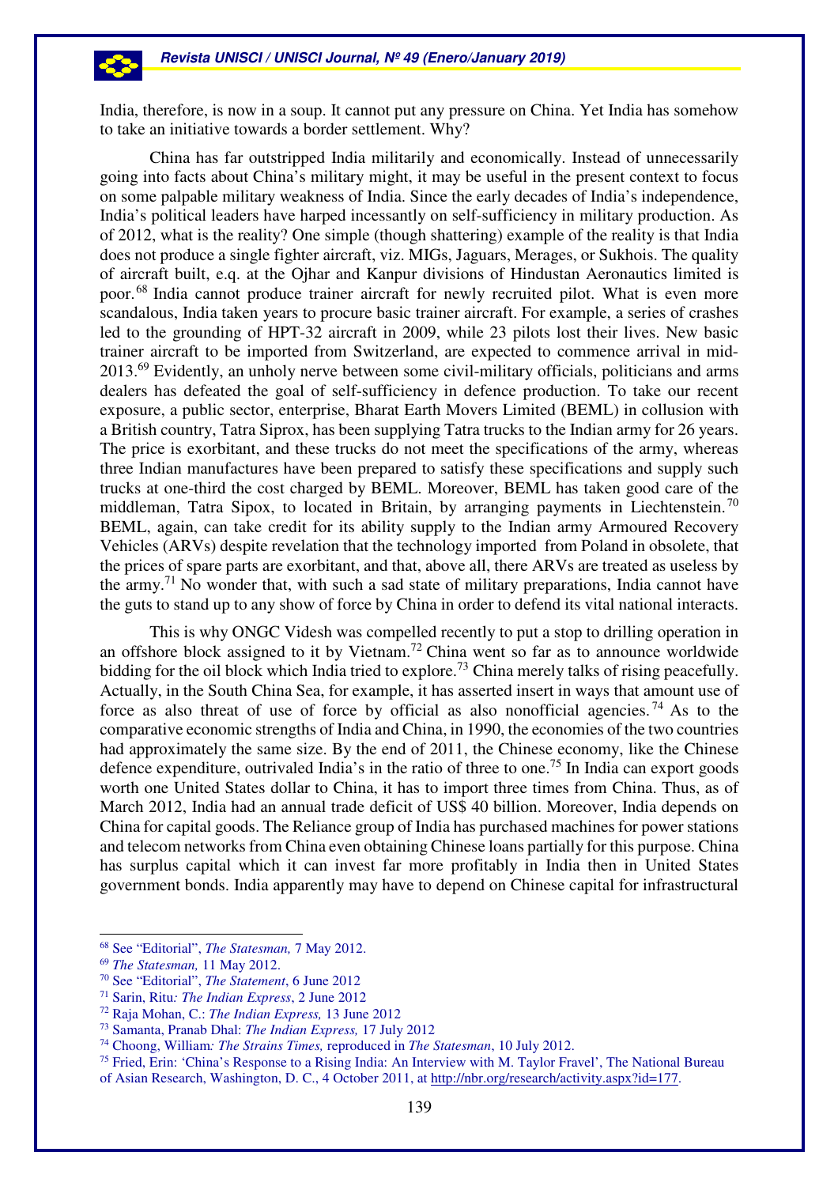India, therefore, is now in a soup. It cannot put any pressure on China. Yet India has somehow to take an initiative towards a border settlement. Why?

China has far outstripped India militarily and economically. Instead of unnecessarily going into facts about China's military might, it may be useful in the present context to focus on some palpable military weakness of India. Since the early decades of India's independence, India's political leaders have harped incessantly on self-sufficiency in military production. As of 2012, what is the reality? One simple (though shattering) example of the reality is that India does not produce a single fighter aircraft, viz. MIGs, Jaguars, Merages, or Sukhois. The quality of aircraft built, e.q. at the Ojhar and Kanpur divisions of Hindustan Aeronautics limited is poor.[68] India cannot produce trainer aircraft for newly recruited pilot. What is even more scandalous, India taken years to procure basic trainer aircraft. For example, a series of crashes led to the grounding of HPT-32 aircraft in 2009, while 23 pilots lost their lives. New basic trainer aircraft to be imported from Switzerland, are expected to commence arrival in mid-2013.[69] Evidently, an unholy nerve between some civil-military officials, politicians and arms dealers has defeated the goal of self-sufficiency in defence production. To take our recent exposure, a public sector, enterprise, Bharat Earth Movers Limited (BEML) in collusion with a British country, Tatra Siprox, has been supplying Tatra trucks to the Indian army for 26 years. The price is exorbitant, and these trucks do not meet the specifications of the army, whereas three Indian manufactures have been prepared to satisfy these specifications and supply such trucks at one-third the cost charged by BEML. Moreover, BEML has taken good care of the middleman, Tatra Sipox, to located in Britain, by arranging payments in Liechtenstein.[70] BEML, again, can take credit for its ability supply to the Indian army Armoured Recovery Vehicles (ARVs) despite revelation that the technology imported from Poland in obsolete, that the prices of spare parts are exorbitant, and that, above all, there ARVs are treated as useless by the army.[71] No wonder that, with such a sad state of military preparations, India cannot have the guts to stand up to any show of force by China in order to defend its vital national interacts.

This is why ONGC Videsh was compelled recently to put a stop to drilling operation in an offshore block assigned to it by Vietnam.[72] China went so far as to announce worldwide bidding for the oil block which India tried to explore.[73] China merely talks of rising peacefully. Actually, in the South China Sea, for example, it has asserted insert in ways that amount use of force as also threat of use of force by official as also nonofficial agencies.[74] As to the comparative economic strengths of India and China, in 1990, the economies of the two countries had approximately the same size. By the end of 2011, the Chinese economy, like the Chinese defence expenditure, outrivaled India's in the ratio of three to one.[75] In India can export goods worth one United States dollar to China, it has to import three times from China. Thus, as of March 2012, India had an annual trade deficit of US$ 40 billion. Moreover, India depends on China for capital goods. The Reliance group of India has purchased machines for power stations and telecom networks from China even obtaining Chinese loans partially for this purpose. China has surplus capital which it can invest far more profitably in India then in United States government bonds. India apparently may have to depend on Chinese capital for infrastructural

---

[68] See "Editorial", *The Statesman,* 7 May 2012.

[69] *The Statesman,* 11 May 2012.

[70] See "Editorial", *The Statement*, 6 June 2012

[71] Sarin, Ritu*: The Indian Express*, 2 June 2012

[72] Raja Mohan, C.: *The Indian Express,* 13 June 2012

[73] Samanta, Pranab Dhal: *The Indian Express,* 17 July 2012

[74] Choong, William*: The Strains Times,* reproduced in *The Statesman*, 10 July 2012.

[75] Fried, Erin: 'China's Response to a Rising India: An Interview with M. Taylor Fravel', The National Bureau of Asian Research, Washington, D. C., 4 October 2011, at http://nbr.org/research/activity.aspx?id=177.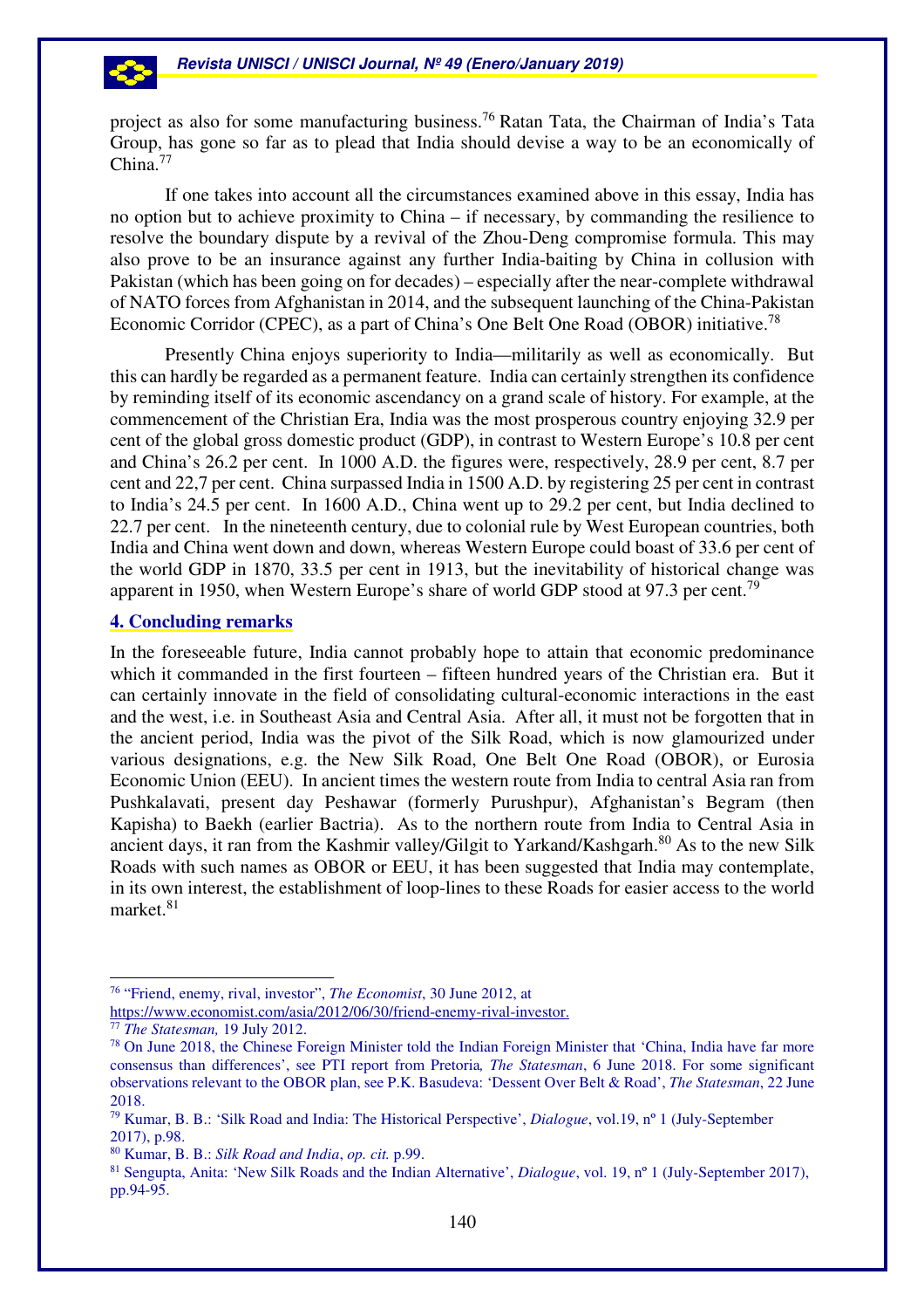project as also for some manufacturing business.[76] Ratan Tata, the Chairman of India's Tata Group, has gone so far as to plead that India should devise a way to be an economically of China.[77]

If one takes into account all the circumstances examined above in this essay, India has no option but to achieve proximity to China – if necessary, by commanding the resilience to resolve the boundary dispute by a revival of the Zhou-Deng compromise formula. This may also prove to be an insurance against any further India-baiting by China in collusion with Pakistan (which has been going on for decades) – especially after the near-complete withdrawal of NATO forces from Afghanistan in 2014, and the subsequent launching of the China-Pakistan Economic Corridor (CPEC), as a part of China's One Belt One Road (OBOR) initiative.[78]

Presently China enjoys superiority to India—militarily as well as economically. But this can hardly be regarded as a permanent feature. India can certainly strengthen its confidence by reminding itself of its economic ascendancy on a grand scale of history. For example, at the commencement of the Christian Era, India was the most prosperous country enjoying 32.9 per cent of the global gross domestic product (GDP), in contrast to Western Europe's 10.8 per cent and China's 26.2 per cent. In 1000 A.D. the figures were, respectively, 28.9 per cent, 8.7 per cent and 22,7 per cent. China surpassed India in 1500 A.D. by registering 25 per cent in contrast to India's 24.5 per cent. In 1600 A.D., China went up to 29.2 per cent, but India declined to 22.7 per cent. In the nineteenth century, due to colonial rule by West European countries, both India and China went down and down, whereas Western Europe could boast of 33.6 per cent of the world GDP in 1870, 33.5 per cent in 1913, but the inevitability of historical change was apparent in 1950, when Western Europe's share of world GDP stood at 97.3 per cent.[79]

## 4. Concluding remarks

In the foreseeable future, India cannot probably hope to attain that economic predominance which it commanded in the first fourteen – fifteen hundred years of the Christian era. But it can certainly innovate in the field of consolidating cultural-economic interactions in the east and the west, i.e. in Southeast Asia and Central Asia. After all, it must not be forgotten that in the ancient period, India was the pivot of the Silk Road, which is now glamourized under various designations, e.g. the New Silk Road, One Belt One Road (OBOR), or Eurosia Economic Union (EEU). In ancient times the western route from India to central Asia ran from Pushkalavati, present day Peshawar (formerly Purushpur), Afghanistan's Begram (then Kapisha) to Baekh (earlier Bactria). As to the northern route from India to Central Asia in ancient days, it ran from the Kashmir valley/Gilgit to Yarkand/Kashgarh.[80] As to the new Silk Roads with such names as OBOR or EEU, it has been suggested that India may contemplate, in its own interest, the establishment of loop-lines to these Roads for easier access to the world market.[81]

---

[76] "Friend, enemy, rival, investor", *The Economist*, 30 June 2012, at https://www.economist.com/asia/2012/06/30/friend-enemy-rival-investor.

[77] *The Statesman,* 19 July 2012.

[78] On June 2018, the Chinese Foreign Minister told the Indian Foreign Minister that 'China, India have far more consensus than differences', see PTI report from Pretoria*, The Statesman*, 6 June 2018. For some significant observations relevant to the OBOR plan, see P.K. Basudeva: 'Dessent Over Belt & Road', *The Statesman*, 22 June 2018.

[79] Kumar, B. B.: 'Silk Road and India: The Historical Perspective', *Dialogue*, vol.19, nº 1 (July-September 2017), p.98.

[80] Kumar, B. B.: *Silk Road and India*, *op. cit.* p.99.

[81] Sengupta, Anita: 'New Silk Roads and the Indian Alternative', *Dialogue*, vol. 19, nº 1 (July-September 2017), pp.94-95.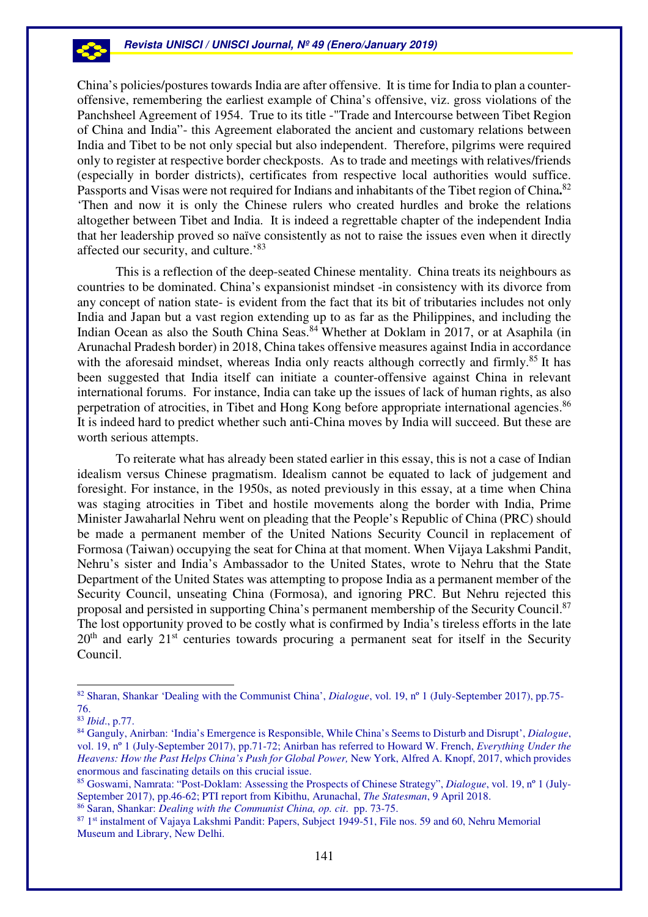China's policies/postures towards India are after offensive. It is time for India to plan a counter-offensive, remembering the earliest example of China's offensive, viz. gross violations of the Panchsheel Agreement of 1954. True to its title -"Trade and Intercourse between Tibet Region of China and India"- this Agreement elaborated the ancient and customary relations between India and Tibet to be not only special but also independent. Therefore, pilgrims were required only to register at respective border checkposts. As to trade and meetings with relatives/friends (especially in border districts), certificates from respective local authorities would suffice. Passports and Visas were not required for Indians and inhabitants of the Tibet region of China**.**[82] 'Then and now it is only the Chinese rulers who created hurdles and broke the relations altogether between Tibet and India. It is indeed a regrettable chapter of the independent India that her leadership proved so naïve consistently as not to raise the issues even when it directly affected our security, and culture.'[83]

This is a reflection of the deep-seated Chinese mentality. China treats its neighbours as countries to be dominated. China's expansionist mindset -in consistency with its divorce from any concept of nation state- is evident from the fact that its bit of tributaries includes not only India and Japan but a vast region extending up to as far as the Philippines, and including the Indian Ocean as also the South China Seas.[84] Whether at Doklam in 2017, or at Asaphila (in Arunachal Pradesh border) in 2018, China takes offensive measures against India in accordance with the aforesaid mindset, whereas India only reacts although correctly and firmly.[85] It has been suggested that India itself can initiate a counter-offensive against China in relevant international forums. For instance, India can take up the issues of lack of human rights, as also perpetration of atrocities, in Tibet and Hong Kong before appropriate international agencies.[86] It is indeed hard to predict whether such anti-China moves by India will succeed. But these are worth serious attempts.

To reiterate what has already been stated earlier in this essay, this is not a case of Indian idealism versus Chinese pragmatism. Idealism cannot be equated to lack of judgement and foresight. For instance, in the 1950s, as noted previously in this essay, at a time when China was staging atrocities in Tibet and hostile movements along the border with India, Prime Minister Jawaharlal Nehru went on pleading that the People's Republic of China (PRC) should be made a permanent member of the United Nations Security Council in replacement of Formosa (Taiwan) occupying the seat for China at that moment. When Vijaya Lakshmi Pandit, Nehru's sister and India's Ambassador to the United States, wrote to Nehru that the State Department of the United States was attempting to propose India as a permanent member of the Security Council, unseating China (Formosa), and ignoring PRC. But Nehru rejected this proposal and persisted in supporting China's permanent membership of the Security Council.[87] The lost opportunity proved to be costly what is confirmed by India's tireless efforts in the late 20th and early 21st centuries towards procuring a permanent seat for itself in the Security Council.

---

[82] Sharan, Shankar 'Dealing with the Communist China', *Dialogue*, vol. 19, nº 1 (July-September 2017), pp.75-76.

[83] *Ibid*., p.77.

[84] Ganguly, Anirban: 'India's Emergence is Responsible, While China's Seems to Disturb and Disrupt', *Dialogue*, vol. 19, nº 1 (July-September 2017), pp.71-72; Anirban has referred to Howard W. French, *Everything Under the Heavens: How the Past Helps China's Push for Global Power,* New York, Alfred A. Knopf, 2017, which provides enormous and fascinating details on this crucial issue.

[85] Goswami, Namrata: "Post-Doklam: Assessing the Prospects of Chinese Strategy", *Dialogue*, vol. 19, nº 1 (July-September 2017), pp.46-62; PTI report from Kibithu, Arunachal, *The Statesman*, 9 April 2018.

[86] Saran, Shankar: *Dealing with the Communist China, op. cit*. pp. 73-75.

[87] 1st instalment of Vajaya Lakshmi Pandit: Papers, Subject 1949-51, File nos. 59 and 60, Nehru Memorial Museum and Library, New Delhi.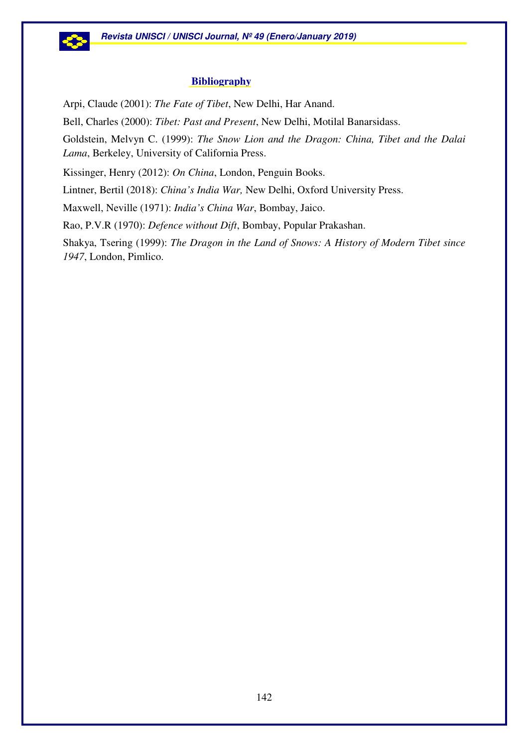## Bibliography

Arpi, Claude (2001): *The Fate of Tibet*, New Delhi, Har Anand.

Bell, Charles (2000): *Tibet: Past and Present*, New Delhi, Motilal Banarsidass.

Goldstein, Melvyn C. (1999): *The Snow Lion and the Dragon: China, Tibet and the Dalai Lama*, Berkeley, University of California Press.

Kissinger, Henry (2012): *On China*, London, Penguin Books.

Lintner, Bertil (2018): *China's India War,* New Delhi, Oxford University Press.

Maxwell, Neville (1971): *India's China War*, Bombay, Jaico.

Rao, P.V.R (1970): *Defence without Dift*, Bombay, Popular Prakashan.

Shakya, Tsering (1999): *The Dragon in the Land of Snows: A History of Modern Tibet since 1947*, London, Pimlico.